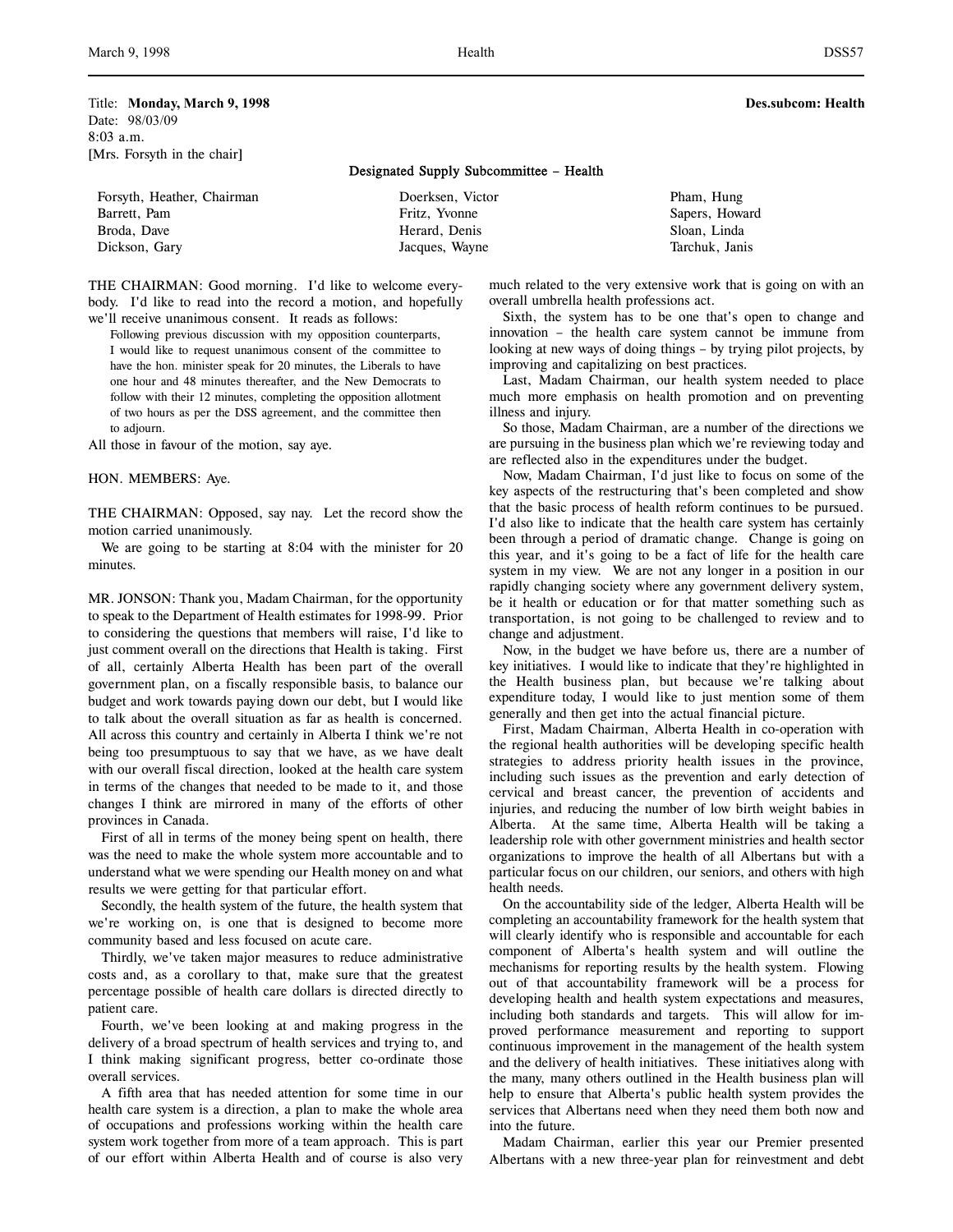Title: **Monday, March 9, 1998** **Des.subcom: Health**
Date: 98/03/09
8:03 a.m.
[Mrs. Forsyth in the chair]

## Designated Supply Subcommittee – Health

| | | |
|---|---|---|
| Forsyth, Heather, Chairman | Doerksen, Victor | Pham, Hung |
| Barrett, Pam | Fritz, Yvonne | Sapers, Howard |
| Broda, Dave | Herard, Denis | Sloan, Linda |
| Dickson, Gary | Jacques, Wayne | Tarchuk, Janis |

THE CHAIRMAN: Good morning. I'd like to welcome everybody. I'd like to read into the record a motion, and hopefully we'll receive unanimous consent. It reads as follows:

> Following previous discussion with my opposition counterparts, I would like to request unanimous consent of the committee to have the hon. minister speak for 20 minutes, the Liberals to have one hour and 48 minutes thereafter, and the New Democrats to follow with their 12 minutes, completing the opposition allotment of two hours as per the DSS agreement, and the committee then to adjourn.

All those in favour of the motion, say aye.

HON. MEMBERS: Aye.

THE CHAIRMAN: Opposed, say nay. Let the record show the motion carried unanimously.

We are going to be starting at 8:04 with the minister for 20 minutes.

MR. JONSON: Thank you, Madam Chairman, for the opportunity to speak to the Department of Health estimates for 1998-99. Prior to considering the questions that members will raise, I'd like to just comment overall on the directions that Health is taking. First of all, certainly Alberta Health has been part of the overall government plan, on a fiscally responsible basis, to balance our budget and work towards paying down our debt, but I would like to talk about the overall situation as far as health is concerned. All across this country and certainly in Alberta I think we're not being too presumptuous to say that we have, as we have dealt with our overall fiscal direction, looked at the health care system in terms of the changes that needed to be made to it, and those changes I think are mirrored in many of the efforts of other provinces in Canada.

First of all in terms of the money being spent on health, there was the need to make the whole system more accountable and to understand what we were spending our Health money on and what results we were getting for that particular effort.

Secondly, the health system of the future, the health system that we're working on, is one that is designed to become more community based and less focused on acute care.

Thirdly, we've taken major measures to reduce administrative costs and, as a corollary to that, make sure that the greatest percentage possible of health care dollars is directed directly to patient care.

Fourth, we've been looking at and making progress in the delivery of a broad spectrum of health services and trying to, and I think making significant progress, better co-ordinate those overall services.

A fifth area that has needed attention for some time in our health care system is a direction, a plan to make the whole area of occupations and professions working within the health care system work together from more of a team approach. This is part of our effort within Alberta Health and of course is also very much related to the very extensive work that is going on with an overall umbrella health professions act.

Sixth, the system has to be one that's open to change and innovation – the health care system cannot be immune from looking at new ways of doing things – by trying pilot projects, by improving and capitalizing on best practices.

Last, Madam Chairman, our health system needed to place much more emphasis on health promotion and on preventing illness and injury.

So those, Madam Chairman, are a number of the directions we are pursuing in the business plan which we're reviewing today and are reflected also in the expenditures under the budget.

Now, Madam Chairman, I'd just like to focus on some of the key aspects of the restructuring that's been completed and show that the basic process of health reform continues to be pursued. I'd also like to indicate that the health care system has certainly been through a period of dramatic change. Change is going on this year, and it's going to be a fact of life for the health care system in my view. We are not any longer in a position in our rapidly changing society where any government delivery system, be it health or education or for that matter something such as transportation, is not going to be challenged to review and to change and adjustment.

Now, in the budget we have before us, there are a number of key initiatives. I would like to indicate that they're highlighted in the Health business plan, but because we're talking about expenditure today, I would like to just mention some of them generally and then get into the actual financial picture.

First, Madam Chairman, Alberta Health in co-operation with the regional health authorities will be developing specific health strategies to address priority health issues in the province, including such issues as the prevention and early detection of cervical and breast cancer, the prevention of accidents and injuries, and reducing the number of low birth weight babies in Alberta. At the same time, Alberta Health will be taking a leadership role with other government ministries and health sector organizations to improve the health of all Albertans but with a particular focus on our children, our seniors, and others with high health needs.

On the accountability side of the ledger, Alberta Health will be completing an accountability framework for the health system that will clearly identify who is responsible and accountable for each component of Alberta's health system and will outline the mechanisms for reporting results by the health system. Flowing out of that accountability framework will be a process for developing health and health system expectations and measures, including both standards and targets. This will allow for improved performance measurement and reporting to support continuous improvement in the management of the health system and the delivery of health initiatives. These initiatives along with the many, many others outlined in the Health business plan will help to ensure that Alberta's public health system provides the services that Albertans need when they need them both now and into the future.

Madam Chairman, earlier this year our Premier presented Albertans with a new three-year plan for reinvestment and debt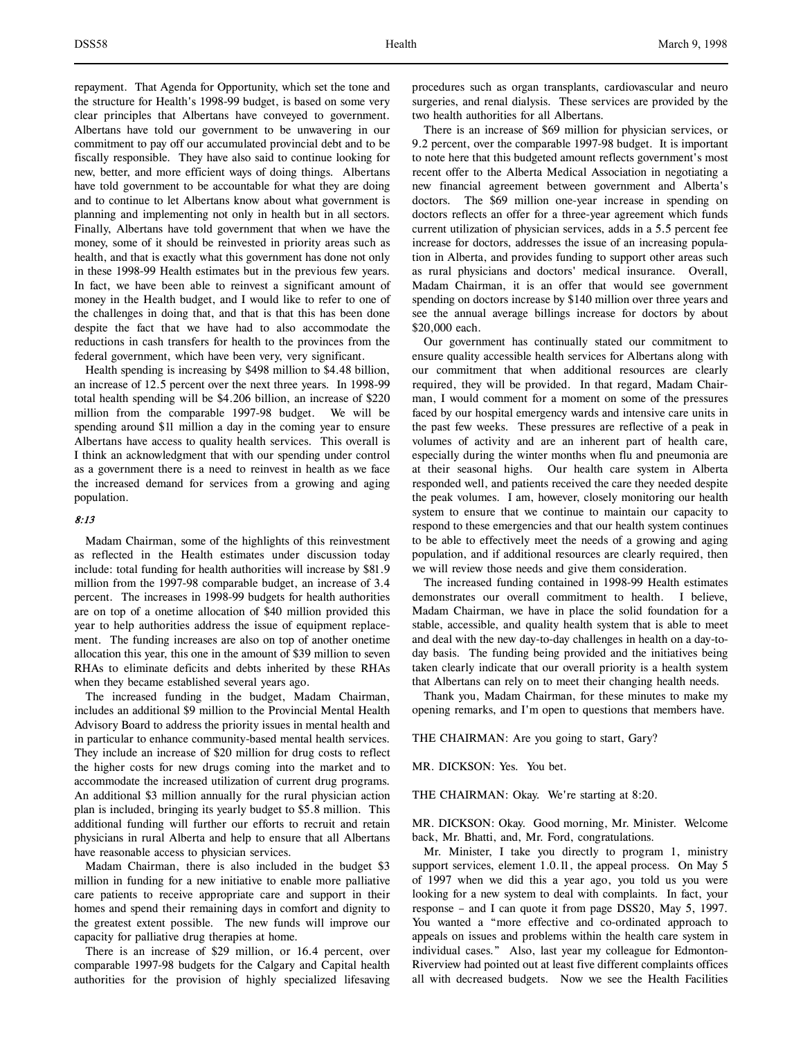repayment. That Agenda for Opportunity, which set the tone and the structure for Health's 1998-99 budget, is based on some very clear principles that Albertans have conveyed to government. Albertans have told our government to be unwavering in our commitment to pay off our accumulated provincial debt and to be fiscally responsible. They have also said to continue looking for new, better, and more efficient ways of doing things. Albertans have told government to be accountable for what they are doing and to continue to let Albertans know about what government is planning and implementing not only in health but in all sectors. Finally, Albertans have told government that when we have the money, some of it should be reinvested in priority areas such as health, and that is exactly what this government has done not only in these 1998-99 Health estimates but in the previous few years. In fact, we have been able to reinvest a significant amount of money in the Health budget, and I would like to refer to one of the challenges in doing that, and that is that this has been done despite the fact that we have had to also accommodate the reductions in cash transfers for health to the provinces from the federal government, which have been very, very significant.

Health spending is increasing by $498 million to $4.48 billion, an increase of 12.5 percent over the next three years. In 1998-99 total health spending will be $4.206 billion, an increase of $220 million from the comparable 1997-98 budget. We will be spending around $11 million a day in the coming year to ensure Albertans have access to quality health services. This overall is I think an acknowledgment that with our spending under control as a government there is a need to reinvest in health as we face the increased demand for services from a growing and aging population.

*8:13*

Madam Chairman, some of the highlights of this reinvestment as reflected in the Health estimates under discussion today include: total funding for health authorities will increase by $81.9 million from the 1997-98 comparable budget, an increase of 3.4 percent. The increases in 1998-99 budgets for health authorities are on top of a onetime allocation of $40 million provided this year to help authorities address the issue of equipment replacement. The funding increases are also on top of another onetime allocation this year, this one in the amount of $39 million to seven RHAs to eliminate deficits and debts inherited by these RHAs when they became established several years ago.

The increased funding in the budget, Madam Chairman, includes an additional $9 million to the Provincial Mental Health Advisory Board to address the priority issues in mental health and in particular to enhance community-based mental health services. They include an increase of $20 million for drug costs to reflect the higher costs for new drugs coming into the market and to accommodate the increased utilization of current drug programs. An additional $3 million annually for the rural physician action plan is included, bringing its yearly budget to $5.8 million. This additional funding will further our efforts to recruit and retain physicians in rural Alberta and help to ensure that all Albertans have reasonable access to physician services.

Madam Chairman, there is also included in the budget $3 million in funding for a new initiative to enable more palliative care patients to receive appropriate care and support in their homes and spend their remaining days in comfort and dignity to the greatest extent possible. The new funds will improve our capacity for palliative drug therapies at home.

There is an increase of $29 million, or 16.4 percent, over comparable 1997-98 budgets for the Calgary and Capital health authorities for the provision of highly specialized lifesaving procedures such as organ transplants, cardiovascular and neuro surgeries, and renal dialysis. These services are provided by the two health authorities for all Albertans.

There is an increase of $69 million for physician services, or 9.2 percent, over the comparable 1997-98 budget. It is important to note here that this budgeted amount reflects government's most recent offer to the Alberta Medical Association in negotiating a new financial agreement between government and Alberta's doctors. The $69 million one-year increase in spending on doctors reflects an offer for a three-year agreement which funds current utilization of physician services, adds in a 5.5 percent fee increase for doctors, addresses the issue of an increasing population in Alberta, and provides funding to support other areas such as rural physicians and doctors' medical insurance. Overall, Madam Chairman, it is an offer that would see government spending on doctors increase by $140 million over three years and see the annual average billings increase for doctors by about $20,000 each.

Our government has continually stated our commitment to ensure quality accessible health services for Albertans along with our commitment that when additional resources are clearly required, they will be provided. In that regard, Madam Chairman, I would comment for a moment on some of the pressures faced by our hospital emergency wards and intensive care units in the past few weeks. These pressures are reflective of a peak in volumes of activity and are an inherent part of health care, especially during the winter months when flu and pneumonia are at their seasonal highs. Our health care system in Alberta responded well, and patients received the care they needed despite the peak volumes. I am, however, closely monitoring our health system to ensure that we continue to maintain our capacity to respond to these emergencies and that our health system continues to be able to effectively meet the needs of a growing and aging population, and if additional resources are clearly required, then we will review those needs and give them consideration.

The increased funding contained in 1998-99 Health estimates demonstrates our overall commitment to health. I believe, Madam Chairman, we have in place the solid foundation for a stable, accessible, and quality health system that is able to meet and deal with the new day-to-day challenges in health on a day-to-day basis. The funding being provided and the initiatives being taken clearly indicate that our overall priority is a health system that Albertans can rely on to meet their changing health needs.

Thank you, Madam Chairman, for these minutes to make my opening remarks, and I'm open to questions that members have.

THE CHAIRMAN: Are you going to start, Gary?

MR. DICKSON: Yes. You bet.

THE CHAIRMAN: Okay. We're starting at 8:20.

MR. DICKSON: Okay. Good morning, Mr. Minister. Welcome back, Mr. Bhatti, and, Mr. Ford, congratulations.

Mr. Minister, I take you directly to program 1, ministry support services, element 1.0.11, the appeal process. On May 5 of 1997 when we did this a year ago, you told us you were looking for a new system to deal with complaints. In fact, your response – and I can quote it from page DSS20, May 5, 1997. You wanted a "more effective and co-ordinated approach to appeals on issues and problems within the health care system in individual cases." Also, last year my colleague for Edmonton-Riverview had pointed out at least five different complaints offices all with decreased budgets. Now we see the Health Facilities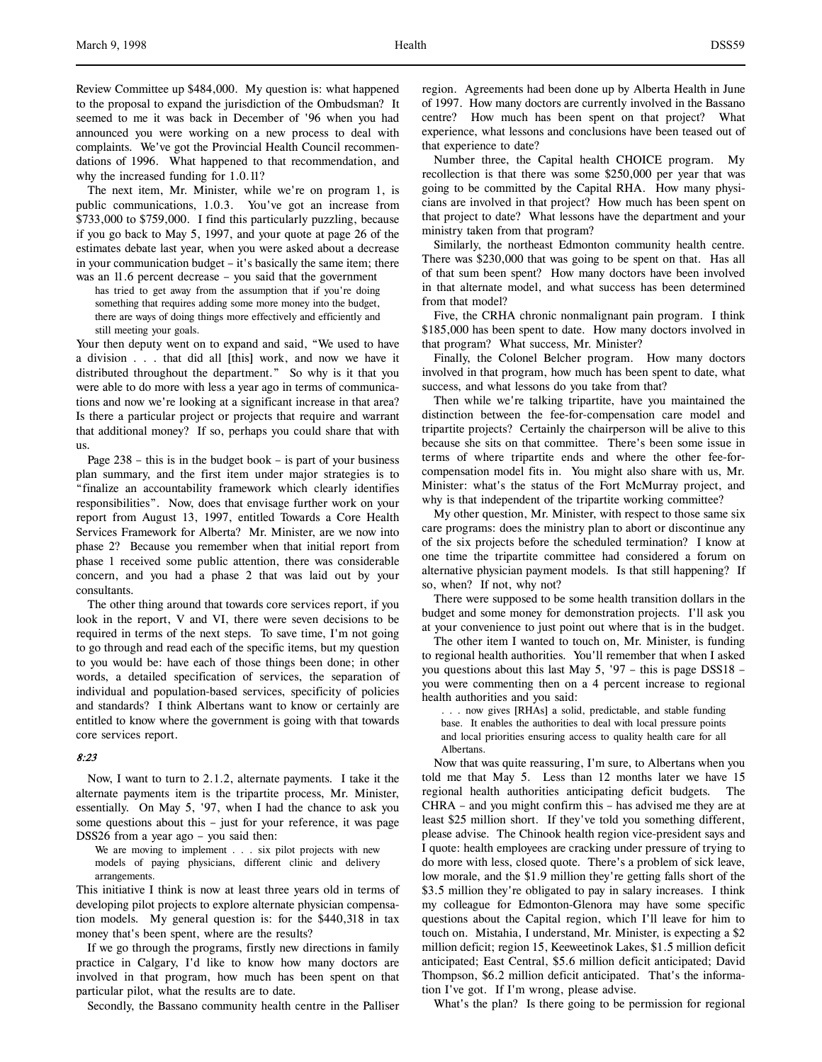Review Committee up $484,000. My question is: what happened to the proposal to expand the jurisdiction of the Ombudsman? It seemed to me it was back in December of '96 when you had announced you were working on a new process to deal with complaints. We've got the Provincial Health Council recommendations of 1996. What happened to that recommendation, and why the increased funding for 1.0.11?

The next item, Mr. Minister, while we're on program 1, is public communications, 1.0.3. You've got an increase from $733,000 to $759,000. I find this particularly puzzling, because if you go back to May 5, 1997, and your quote at page 26 of the estimates debate last year, when you were asked about a decrease in your communication budget – it's basically the same item; there was an 11.6 percent decrease – you said that the government

> has tried to get away from the assumption that if you're doing something that requires adding some more money into the budget, there are ways of doing things more effectively and efficiently and still meeting your goals.

Your then deputy went on to expand and said, "We used to have a division . . . that did all [this] work, and now we have it distributed throughout the department." So why is it that you were able to do more with less a year ago in terms of communications and now we're looking at a significant increase in that area? Is there a particular project or projects that require and warrant that additional money? If so, perhaps you could share that with us.

Page 238 – this is in the budget book – is part of your business plan summary, and the first item under major strategies is to "finalize an accountability framework which clearly identifies responsibilities". Now, does that envisage further work on your report from August 13, 1997, entitled Towards a Core Health Services Framework for Alberta? Mr. Minister, are we now into phase 2? Because you remember when that initial report from phase 1 received some public attention, there was considerable concern, and you had a phase 2 that was laid out by your consultants.

The other thing around that towards core services report, if you look in the report, V and VI, there were seven decisions to be required in terms of the next steps. To save time, I'm not going to go through and read each of the specific items, but my question to you would be: have each of those things been done; in other words, a detailed specification of services, the separation of individual and population-based services, specificity of policies and standards? I think Albertans want to know or certainly are entitled to know where the government is going with that towards core services report.

*8:23*

Now, I want to turn to 2.1.2, alternate payments. I take it the alternate payments item is the tripartite process, Mr. Minister, essentially. On May 5, '97, when I had the chance to ask you some questions about this – just for your reference, it was page DSS26 from a year ago – you said then:

> We are moving to implement . . . six pilot projects with new models of paying physicians, different clinic and delivery arrangements.

This initiative I think is now at least three years old in terms of developing pilot projects to explore alternate physician compensation models. My general question is: for the $440,318 in tax money that's been spent, where are the results?

If we go through the programs, firstly new directions in family practice in Calgary, I'd like to know how many doctors are involved in that program, how much has been spent on that particular pilot, what the results are to date.

Secondly, the Bassano community health centre in the Palliser region. Agreements had been done up by Alberta Health in June of 1997. How many doctors are currently involved in the Bassano centre? How much has been spent on that project? What experience, what lessons and conclusions have been teased out of that experience to date?

Number three, the Capital health CHOICE program. My recollection is that there was some $250,000 per year that was going to be committed by the Capital RHA. How many physicians are involved in that project? How much has been spent on that project to date? What lessons have the department and your ministry taken from that program?

Similarly, the northeast Edmonton community health centre. There was $230,000 that was going to be spent on that. Has all of that sum been spent? How many doctors have been involved in that alternate model, and what success has been determined from that model?

Five, the CRHA chronic nonmalignant pain program. I think $185,000 has been spent to date. How many doctors involved in that program? What success, Mr. Minister?

Finally, the Colonel Belcher program. How many doctors involved in that program, how much has been spent to date, what success, and what lessons do you take from that?

Then while we're talking tripartite, have you maintained the distinction between the fee-for-compensation care model and tripartite projects? Certainly the chairperson will be alive to this because she sits on that committee. There's been some issue in terms of where tripartite ends and where the other fee-for-compensation model fits in. You might also share with us, Mr. Minister: what's the status of the Fort McMurray project, and why is that independent of the tripartite working committee?

My other question, Mr. Minister, with respect to those same six care programs: does the ministry plan to abort or discontinue any of the six projects before the scheduled termination? I know at one time the tripartite committee had considered a forum on alternative physician payment models. Is that still happening? If so, when? If not, why not?

There were supposed to be some health transition dollars in the budget and some money for demonstration projects. I'll ask you at your convenience to just point out where that is in the budget.

The other item I wanted to touch on, Mr. Minister, is funding to regional health authorities. You'll remember that when I asked you questions about this last May 5, '97 – this is page DSS18 – you were commenting then on a 4 percent increase to regional health authorities and you said:

> . . . now gives [RHAs] a solid, predictable, and stable funding base. It enables the authorities to deal with local pressure points and local priorities ensuring access to quality health care for all Albertans.

Now that was quite reassuring, I'm sure, to Albertans when you told me that May 5. Less than 12 months later we have 15 regional health authorities anticipating deficit budgets. The CHRA – and you might confirm this – has advised me they are at least $25 million short. If they've told you something different, please advise. The Chinook health region vice-president says and I quote: health employees are cracking under pressure of trying to do more with less, closed quote. There's a problem of sick leave, low morale, and the $1.9 million they're getting falls short of the $3.5 million they're obligated to pay in salary increases. I think my colleague for Edmonton-Glenora may have some specific questions about the Capital region, which I'll leave for him to touch on. Mistahia, I understand, Mr. Minister, is expecting a $2 million deficit; region 15, Keeweetinok Lakes, $1.5 million deficit anticipated; East Central, $5.6 million deficit anticipated; David Thompson, $6.2 million deficit anticipated. That's the information I've got. If I'm wrong, please advise.

What's the plan? Is there going to be permission for regional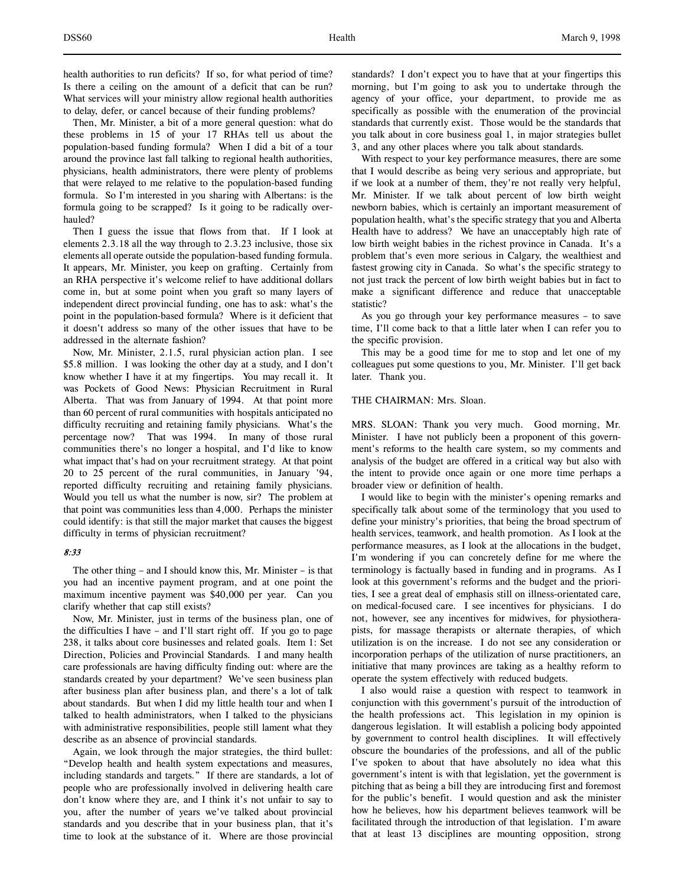health authorities to run deficits? If so, for what period of time? Is there a ceiling on the amount of a deficit that can be run? What services will your ministry allow regional health authorities to delay, defer, or cancel because of their funding problems?

Then, Mr. Minister, a bit of a more general question: what do these problems in 15 of your 17 RHAs tell us about the population-based funding formula? When I did a bit of a tour around the province last fall talking to regional health authorities, physicians, health administrators, there were plenty of problems that were relayed to me relative to the population-based funding formula. So I'm interested in you sharing with Albertans: is the formula going to be scrapped? Is it going to be radically overhauled?

Then I guess the issue that flows from that. If I look at elements 2.3.18 all the way through to 2.3.23 inclusive, those six elements all operate outside the population-based funding formula. It appears, Mr. Minister, you keep on grafting. Certainly from an RHA perspective it's welcome relief to have additional dollars come in, but at some point when you graft so many layers of independent direct provincial funding, one has to ask: what's the point in the population-based formula? Where is it deficient that it doesn't address so many of the other issues that have to be addressed in the alternate fashion?

Now, Mr. Minister, 2.1.5, rural physician action plan. I see $5.8 million. I was looking the other day at a study, and I don't know whether I have it at my fingertips. You may recall it. It was Pockets of Good News: Physician Recruitment in Rural Alberta. That was from January of 1994. At that point more than 60 percent of rural communities with hospitals anticipated no difficulty recruiting and retaining family physicians. What's the percentage now? That was 1994. In many of those rural communities there's no longer a hospital, and I'd like to know what impact that's had on your recruitment strategy. At that point 20 to 25 percent of the rural communities, in January '94, reported difficulty recruiting and retaining family physicians. Would you tell us what the number is now, sir? The problem at that point was communities less than 4,000. Perhaps the minister could identify: is that still the major market that causes the biggest difficulty in terms of physician recruitment?

*8:33*

The other thing – and I should know this, Mr. Minister – is that you had an incentive payment program, and at one point the maximum incentive payment was $40,000 per year. Can you clarify whether that cap still exists?

Now, Mr. Minister, just in terms of the business plan, one of the difficulties I have – and I'll start right off. If you go to page 238, it talks about core businesses and related goals. Item 1: Set Direction, Policies and Provincial Standards. I and many health care professionals are having difficulty finding out: where are the standards created by your department? We've seen business plan after business plan after business plan, and there's a lot of talk about standards. But when I did my little health tour and when I talked to health administrators, when I talked to the physicians with administrative responsibilities, people still lament what they describe as an absence of provincial standards.

Again, we look through the major strategies, the third bullet: "Develop health and health system expectations and measures, including standards and targets." If there are standards, a lot of people who are professionally involved in delivering health care don't know where they are, and I think it's not unfair to say to you, after the number of years we've talked about provincial standards and you describe that in your business plan, that it's time to look at the substance of it. Where are those provincial standards? I don't expect you to have that at your fingertips this morning, but I'm going to ask you to undertake through the agency of your office, your department, to provide me as specifically as possible with the enumeration of the provincial standards that currently exist. Those would be the standards that you talk about in core business goal 1, in major strategies bullet 3, and any other places where you talk about standards.

With respect to your key performance measures, there are some that I would describe as being very serious and appropriate, but if we look at a number of them, they're not really very helpful, Mr. Minister. If we talk about percent of low birth weight newborn babies, which is certainly an important measurement of population health, what's the specific strategy that you and Alberta Health have to address? We have an unacceptably high rate of low birth weight babies in the richest province in Canada. It's a problem that's even more serious in Calgary, the wealthiest and fastest growing city in Canada. So what's the specific strategy to not just track the percent of low birth weight babies but in fact to make a significant difference and reduce that unacceptable statistic?

As you go through your key performance measures – to save time, I'll come back to that a little later when I can refer you to the specific provision.

This may be a good time for me to stop and let one of my colleagues put some questions to you, Mr. Minister. I'll get back later. Thank you.

THE CHAIRMAN: Mrs. Sloan.

MRS. SLOAN: Thank you very much. Good morning, Mr. Minister. I have not publicly been a proponent of this government's reforms to the health care system, so my comments and analysis of the budget are offered in a critical way but also with the intent to provide once again or one more time perhaps a broader view or definition of health.

I would like to begin with the minister's opening remarks and specifically talk about some of the terminology that you used to define your ministry's priorities, that being the broad spectrum of health services, teamwork, and health promotion. As I look at the performance measures, as I look at the allocations in the budget, I'm wondering if you can concretely define for me where the terminology is factually based in funding and in programs. As I look at this government's reforms and the budget and the priorities, I see a great deal of emphasis still on illness-orientated care, on medical-focused care. I see incentives for physicians. I do not, however, see any incentives for midwives, for physiotherapists, for massage therapists or alternate therapies, of which utilization is on the increase. I do not see any consideration or incorporation perhaps of the utilization of nurse practitioners, an initiative that many provinces are taking as a healthy reform to operate the system effectively with reduced budgets.

I also would raise a question with respect to teamwork in conjunction with this government's pursuit of the introduction of the health professions act. This legislation in my opinion is dangerous legislation. It will establish a policing body appointed by government to control health disciplines. It will effectively obscure the boundaries of the professions, and all of the public I've spoken to about that have absolutely no idea what this government's intent is with that legislation, yet the government is pitching that as being a bill they are introducing first and foremost for the public's benefit. I would question and ask the minister how he believes, how his department believes teamwork will be facilitated through the introduction of that legislation. I'm aware that at least 13 disciplines are mounting opposition, strong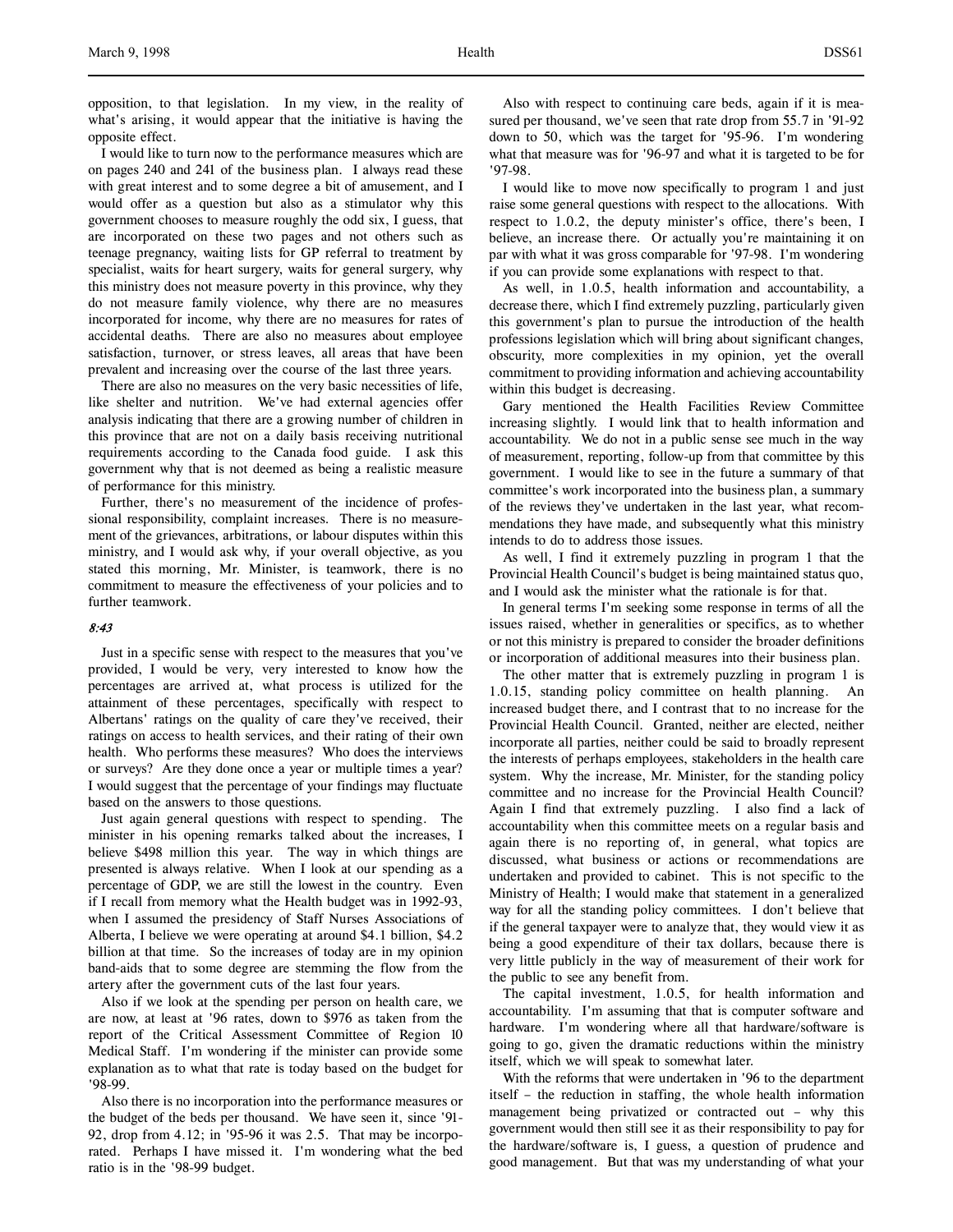opposition, to that legislation. In my view, in the reality of what's arising, it would appear that the initiative is having the opposite effect.

I would like to turn now to the performance measures which are on pages 240 and 241 of the business plan. I always read these with great interest and to some degree a bit of amusement, and I would offer as a question but also as a stimulator why this government chooses to measure roughly the odd six, I guess, that are incorporated on these two pages and not others such as teenage pregnancy, waiting lists for GP referral to treatment by specialist, waits for heart surgery, waits for general surgery, why this ministry does not measure poverty in this province, why they do not measure family violence, why there are no measures incorporated for income, why there are no measures for rates of accidental deaths. There are also no measures about employee satisfaction, turnover, or stress leaves, all areas that have been prevalent and increasing over the course of the last three years.

There are also no measures on the very basic necessities of life, like shelter and nutrition. We've had external agencies offer analysis indicating that there are a growing number of children in this province that are not on a daily basis receiving nutritional requirements according to the Canada food guide. I ask this government why that is not deemed as being a realistic measure of performance for this ministry.

Further, there's no measurement of the incidence of professional responsibility, complaint increases. There is no measurement of the grievances, arbitrations, or labour disputes within this ministry, and I would ask why, if your overall objective, as you stated this morning, Mr. Minister, is teamwork, there is no commitment to measure the effectiveness of your policies and to further teamwork.

*8:43*

Just in a specific sense with respect to the measures that you've provided, I would be very, very interested to know how the percentages are arrived at, what process is utilized for the attainment of these percentages, specifically with respect to Albertans' ratings on the quality of care they've received, their ratings on access to health services, and their rating of their own health. Who performs these measures? Who does the interviews or surveys? Are they done once a year or multiple times a year? I would suggest that the percentage of your findings may fluctuate based on the answers to those questions.

Just again general questions with respect to spending. The minister in his opening remarks talked about the increases, I believe $498 million this year. The way in which things are presented is always relative. When I look at our spending as a percentage of GDP, we are still the lowest in the country. Even if I recall from memory what the Health budget was in 1992-93, when I assumed the presidency of Staff Nurses Associations of Alberta, I believe we were operating at around $4.1 billion, $4.2 billion at that time. So the increases of today are in my opinion band-aids that to some degree are stemming the flow from the artery after the government cuts of the last four years.

Also if we look at the spending per person on health care, we are now, at least at '96 rates, down to $976 as taken from the report of the Critical Assessment Committee of Region 10 Medical Staff. I'm wondering if the minister can provide some explanation as to what that rate is today based on the budget for '98-99.

Also there is no incorporation into the performance measures or the budget of the beds per thousand. We have seen it, since '91-92, drop from 4.12; in '95-96 it was 2.5. That may be incorporated. Perhaps I have missed it. I'm wondering what the bed ratio is in the '98-99 budget.

Also with respect to continuing care beds, again if it is measured per thousand, we've seen that rate drop from 55.7 in '91-92 down to 50, which was the target for '95-96. I'm wondering what that measure was for '96-97 and what it is targeted to be for '97-98.

I would like to move now specifically to program 1 and just raise some general questions with respect to the allocations. With respect to 1.0.2, the deputy minister's office, there's been, I believe, an increase there. Or actually you're maintaining it on par with what it was gross comparable for '97-98. I'm wondering if you can provide some explanations with respect to that.

As well, in 1.0.5, health information and accountability, a decrease there, which I find extremely puzzling, particularly given this government's plan to pursue the introduction of the health professions legislation which will bring about significant changes, obscurity, more complexities in my opinion, yet the overall commitment to providing information and achieving accountability within this budget is decreasing.

Gary mentioned the Health Facilities Review Committee increasing slightly. I would link that to health information and accountability. We do not in a public sense see much in the way of measurement, reporting, follow-up from that committee by this government. I would like to see in the future a summary of that committee's work incorporated into the business plan, a summary of the reviews they've undertaken in the last year, what recommendations they have made, and subsequently what this ministry intends to do to address those issues.

As well, I find it extremely puzzling in program 1 that the Provincial Health Council's budget is being maintained status quo, and I would ask the minister what the rationale is for that.

In general terms I'm seeking some response in terms of all the issues raised, whether in generalities or specifics, as to whether or not this ministry is prepared to consider the broader definitions or incorporation of additional measures into their business plan.

The other matter that is extremely puzzling in program 1 is 1.0.15, standing policy committee on health planning. An increased budget there, and I contrast that to no increase for the Provincial Health Council. Granted, neither are elected, neither incorporate all parties, neither could be said to broadly represent the interests of perhaps employees, stakeholders in the health care system. Why the increase, Mr. Minister, for the standing policy committee and no increase for the Provincial Health Council? Again I find that extremely puzzling. I also find a lack of accountability when this committee meets on a regular basis and again there is no reporting of, in general, what topics are discussed, what business or actions or recommendations are undertaken and provided to cabinet. This is not specific to the Ministry of Health; I would make that statement in a generalized way for all the standing policy committees. I don't believe that if the general taxpayer were to analyze that, they would view it as being a good expenditure of their tax dollars, because there is very little publicly in the way of measurement of their work for the public to see any benefit from.

The capital investment, 1.0.5, for health information and accountability. I'm assuming that that is computer software and hardware. I'm wondering where all that hardware/software is going to go, given the dramatic reductions within the ministry itself, which we will speak to somewhat later.

With the reforms that were undertaken in '96 to the department itself – the reduction in staffing, the whole health information management being privatized or contracted out – why this government would then still see it as their responsibility to pay for the hardware/software is, I guess, a question of prudence and good management. But that was my understanding of what your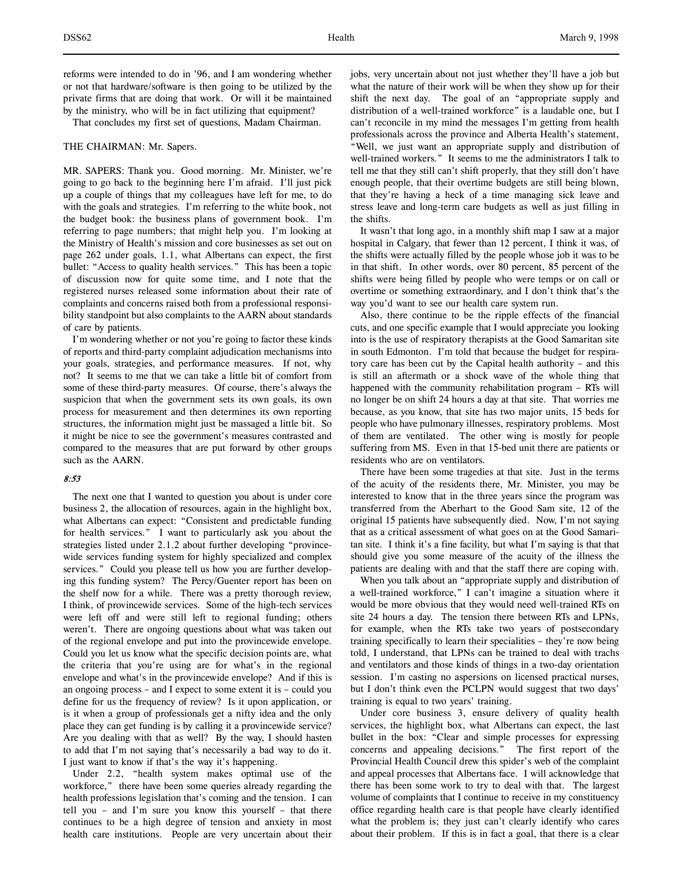reforms were intended to do in '96, and I am wondering whether or not that hardware/software is then going to be utilized by the private firms that are doing that work. Or will it be maintained by the ministry, who will be in fact utilizing that equipment?

That concludes my first set of questions, Madam Chairman.

THE CHAIRMAN: Mr. Sapers.

MR. SAPERS: Thank you. Good morning. Mr. Minister, we're going to go back to the beginning here I'm afraid. I'll just pick up a couple of things that my colleagues have left for me, to do with the goals and strategies. I'm referring to the white book, not the budget book: the business plans of government book. I'm referring to page numbers; that might help you. I'm looking at the Ministry of Health's mission and core businesses as set out on page 262 under goals, 1.1, what Albertans can expect, the first bullet: "Access to quality health services." This has been a topic of discussion now for quite some time, and I note that the registered nurses released some information about their rate of complaints and concerns raised both from a professional responsibility standpoint but also complaints to the AARN about standards of care by patients.

I'm wondering whether or not you're going to factor these kinds of reports and third-party complaint adjudication mechanisms into your goals, strategies, and performance measures. If not, why not? It seems to me that we can take a little bit of comfort from some of these third-party measures. Of course, there's always the suspicion that when the government sets its own goals, its own process for measurement and then determines its own reporting structures, the information might just be massaged a little bit. So it might be nice to see the government's measures contrasted and compared to the measures that are put forward by other groups such as the AARN.

*8:53*

The next one that I wanted to question you about is under core business 2, the allocation of resources, again in the highlight box, what Albertans can expect: "Consistent and predictable funding for health services." I want to particularly ask you about the strategies listed under 2.1.2 about further developing "provincewide services funding system for highly specialized and complex services." Could you please tell us how you are further developing this funding system? The Percy/Guenter report has been on the shelf now for a while. There was a pretty thorough review, I think, of provincewide services. Some of the high-tech services were left off and were still left to regional funding; others weren't. There are ongoing questions about what was taken out of the regional envelope and put into the provincewide envelope. Could you let us know what the specific decision points are, what the criteria that you're using are for what's in the regional envelope and what's in the provincewide envelope? And if this is an ongoing process – and I expect to some extent it is – could you define for us the frequency of review? Is it upon application, or is it when a group of professionals get a nifty idea and the only place they can get funding is by calling it a provincewide service? Are you dealing with that as well? By the way, I should hasten to add that I'm not saying that's necessarily a bad way to do it. I just want to know if that's the way it's happening.

Under 2.2, "health system makes optimal use of the workforce," there have been some queries already regarding the health professions legislation that's coming and the tension. I can tell you – and I'm sure you know this yourself – that there continues to be a high degree of tension and anxiety in most health care institutions. People are very uncertain about their jobs, very uncertain about not just whether they'll have a job but what the nature of their work will be when they show up for their shift the next day. The goal of an "appropriate supply and distribution of a well-trained workforce" is a laudable one, but I can't reconcile in my mind the messages I'm getting from health professionals across the province and Alberta Health's statement, "Well, we just want an appropriate supply and distribution of well-trained workers." It seems to me the administrators I talk to tell me that they still can't shift properly, that they still don't have enough people, that their overtime budgets are still being blown, that they're having a heck of a time managing sick leave and stress leave and long-term care budgets as well as just filling in the shifts.

It wasn't that long ago, in a monthly shift map I saw at a major hospital in Calgary, that fewer than 12 percent, I think it was, of the shifts were actually filled by the people whose job it was to be in that shift. In other words, over 80 percent, 85 percent of the shifts were being filled by people who were temps or on call or overtime or something extraordinary, and I don't think that's the way you'd want to see our health care system run.

Also, there continue to be the ripple effects of the financial cuts, and one specific example that I would appreciate you looking into is the use of respiratory therapists at the Good Samaritan site in south Edmonton. I'm told that because the budget for respiratory care has been cut by the Capital health authority – and this is still an aftermath or a shock wave of the whole thing that happened with the community rehabilitation program – RTs will no longer be on shift 24 hours a day at that site. That worries me because, as you know, that site has two major units, 15 beds for people who have pulmonary illnesses, respiratory problems. Most of them are ventilated. The other wing is mostly for people suffering from MS. Even in that 15-bed unit there are patients or residents who are on ventilators.

There have been some tragedies at that site. Just in the terms of the acuity of the residents there, Mr. Minister, you may be interested to know that in the three years since the program was transferred from the Aberhart to the Good Sam site, 12 of the original 15 patients have subsequently died. Now, I'm not saying that as a critical assessment of what goes on at the Good Samaritan site. I think it's a fine facility, but what I'm saying is that that should give you some measure of the acuity of the illness the patients are dealing with and that the staff there are coping with.

When you talk about an "appropriate supply and distribution of a well-trained workforce," I can't imagine a situation where it would be more obvious that they would need well-trained RTs on site 24 hours a day. The tension there between RTs and LPNs, for example, when the RTs take two years of postsecondary training specifically to learn their specialities – they're now being told, I understand, that LPNs can be trained to deal with trachs and ventilators and those kinds of things in a two-day orientation session. I'm casting no aspersions on licensed practical nurses, but I don't think even the PCLPN would suggest that two days' training is equal to two years' training.

Under core business 3, ensure delivery of quality health services, the highlight box, what Albertans can expect, the last bullet in the box: "Clear and simple processes for expressing concerns and appealing decisions." The first report of the Provincial Health Council drew this spider's web of the complaint and appeal processes that Albertans face. I will acknowledge that there has been some work to try to deal with that. The largest volume of complaints that I continue to receive in my constituency office regarding health care is that people have clearly identified what the problem is; they just can't clearly identify who cares about their problem. If this is in fact a goal, that there is a clear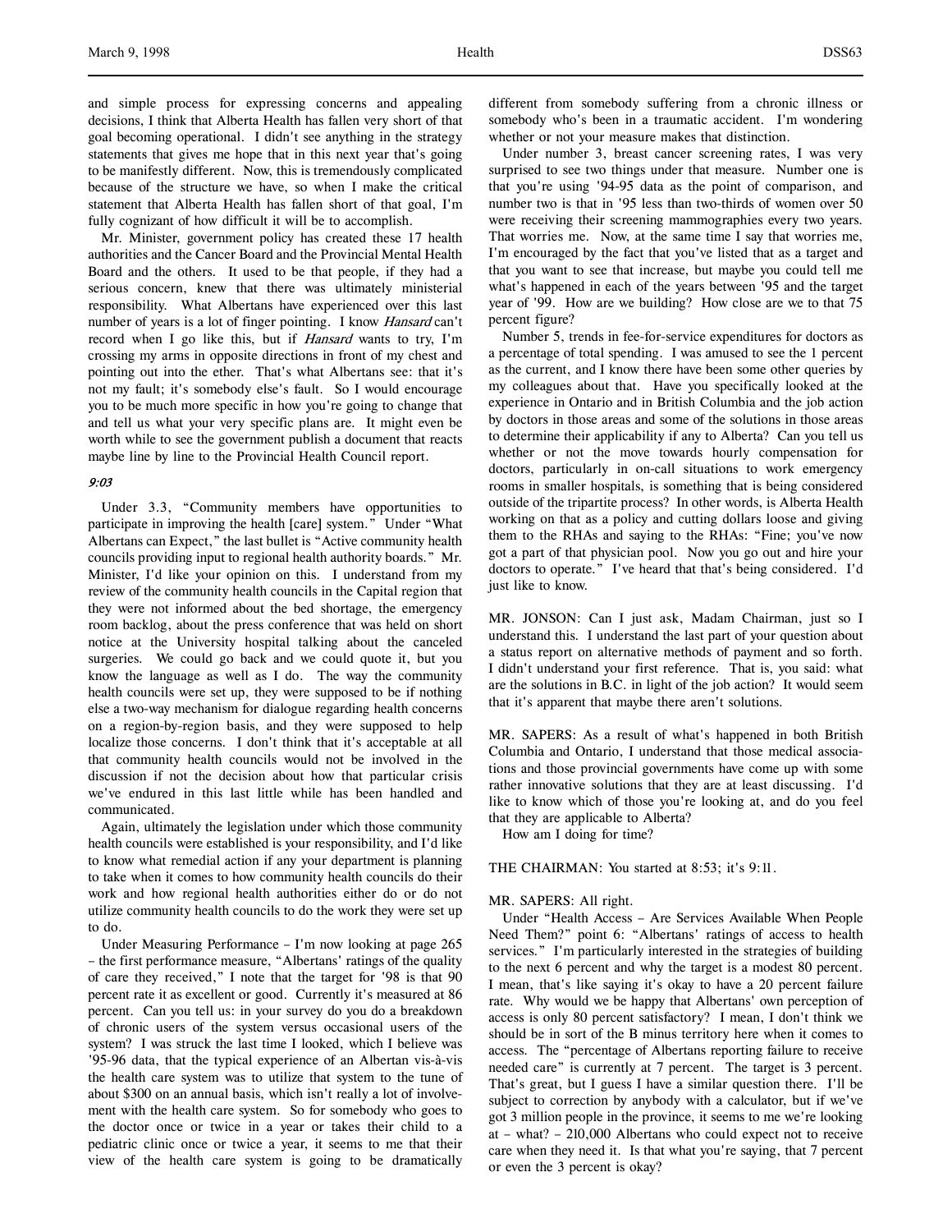and simple process for expressing concerns and appealing decisions, I think that Alberta Health has fallen very short of that goal becoming operational. I didn't see anything in the strategy statements that gives me hope that in this next year that's going to be manifestly different. Now, this is tremendously complicated because of the structure we have, so when I make the critical statement that Alberta Health has fallen short of that goal, I'm fully cognizant of how difficult it will be to accomplish.

Mr. Minister, government policy has created these 17 health authorities and the Cancer Board and the Provincial Mental Health Board and the others. It used to be that people, if they had a serious concern, knew that there was ultimately ministerial responsibility. What Albertans have experienced over this last number of years is a lot of finger pointing. I know *Hansard* can't record when I go like this, but if *Hansard* wants to try, I'm crossing my arms in opposite directions in front of my chest and pointing out into the ether. That's what Albertans see: that it's not my fault; it's somebody else's fault. So I would encourage you to be much more specific in how you're going to change that and tell us what your very specific plans are. It might even be worth while to see the government publish a document that reacts maybe line by line to the Provincial Health Council report.

*9:03*

Under 3.3, "Community members have opportunities to participate in improving the health [care] system." Under "What Albertans can Expect," the last bullet is "Active community health councils providing input to regional health authority boards." Mr. Minister, I'd like your opinion on this. I understand from my review of the community health councils in the Capital region that they were not informed about the bed shortage, the emergency room backlog, about the press conference that was held on short notice at the University hospital talking about the canceled surgeries. We could go back and we could quote it, but you know the language as well as I do. The way the community health councils were set up, they were supposed to be if nothing else a two-way mechanism for dialogue regarding health concerns on a region-by-region basis, and they were supposed to help localize those concerns. I don't think that it's acceptable at all that community health councils would not be involved in the discussion if not the decision about how that particular crisis we've endured in this last little while has been handled and communicated.

Again, ultimately the legislation under which those community health councils were established is your responsibility, and I'd like to know what remedial action if any your department is planning to take when it comes to how community health councils do their work and how regional health authorities either do or do not utilize community health councils to do the work they were set up to do.

Under Measuring Performance – I'm now looking at page 265 – the first performance measure, "Albertans' ratings of the quality of care they received," I note that the target for '98 is that 90 percent rate it as excellent or good. Currently it's measured at 86 percent. Can you tell us: in your survey do you do a breakdown of chronic users of the system versus occasional users of the system? I was struck the last time I looked, which I believe was '95-96 data, that the typical experience of an Albertan vis-à-vis the health care system was to utilize that system to the tune of about $300 on an annual basis, which isn't really a lot of involvement with the health care system. So for somebody who goes to the doctor once or twice in a year or takes their child to a pediatric clinic once or twice a year, it seems to me that their view of the health care system is going to be dramatically different from somebody suffering from a chronic illness or somebody who's been in a traumatic accident. I'm wondering whether or not your measure makes that distinction.

Under number 3, breast cancer screening rates, I was very surprised to see two things under that measure. Number one is that you're using '94-95 data as the point of comparison, and number two is that in '95 less than two-thirds of women over 50 were receiving their screening mammographies every two years. That worries me. Now, at the same time I say that worries me, I'm encouraged by the fact that you've listed that as a target and that you want to see that increase, but maybe you could tell me what's happened in each of the years between '95 and the target year of '99. How are we building? How close are we to that 75 percent figure?

Number 5, trends in fee-for-service expenditures for doctors as a percentage of total spending. I was amused to see the 1 percent as the current, and I know there have been some other queries by my colleagues about that. Have you specifically looked at the experience in Ontario and in British Columbia and the job action by doctors in those areas and some of the solutions in those areas to determine their applicability if any to Alberta? Can you tell us whether or not the move towards hourly compensation for doctors, particularly in on-call situations to work emergency rooms in smaller hospitals, is something that is being considered outside of the tripartite process? In other words, is Alberta Health working on that as a policy and cutting dollars loose and giving them to the RHAs and saying to the RHAs: "Fine; you've now got a part of that physician pool. Now you go out and hire your doctors to operate." I've heard that that's being considered. I'd just like to know.

MR. JONSON: Can I just ask, Madam Chairman, just so I understand this. I understand the last part of your question about a status report on alternative methods of payment and so forth. I didn't understand your first reference. That is, you said: what are the solutions in B.C. in light of the job action? It would seem that it's apparent that maybe there aren't solutions.

MR. SAPERS: As a result of what's happened in both British Columbia and Ontario, I understand that those medical associations and those provincial governments have come up with some rather innovative solutions that they are at least discussing. I'd like to know which of those you're looking at, and do you feel that they are applicable to Alberta?

How am I doing for time?

THE CHAIRMAN: You started at 8:53; it's 9:11.

MR. SAPERS: All right.

Under "Health Access – Are Services Available When People Need Them?" point 6: "Albertans' ratings of access to health services." I'm particularly interested in the strategies of building to the next 6 percent and why the target is a modest 80 percent. I mean, that's like saying it's okay to have a 20 percent failure rate. Why would we be happy that Albertans' own perception of access is only 80 percent satisfactory? I mean, I don't think we should be in sort of the B minus territory here when it comes to access. The "percentage of Albertans reporting failure to receive needed care" is currently at 7 percent. The target is 3 percent. That's great, but I guess I have a similar question there. I'll be subject to correction by anybody with a calculator, but if we've got 3 million people in the province, it seems to me we're looking at – what? – 210,000 Albertans who could expect not to receive care when they need it. Is that what you're saying, that 7 percent or even the 3 percent is okay?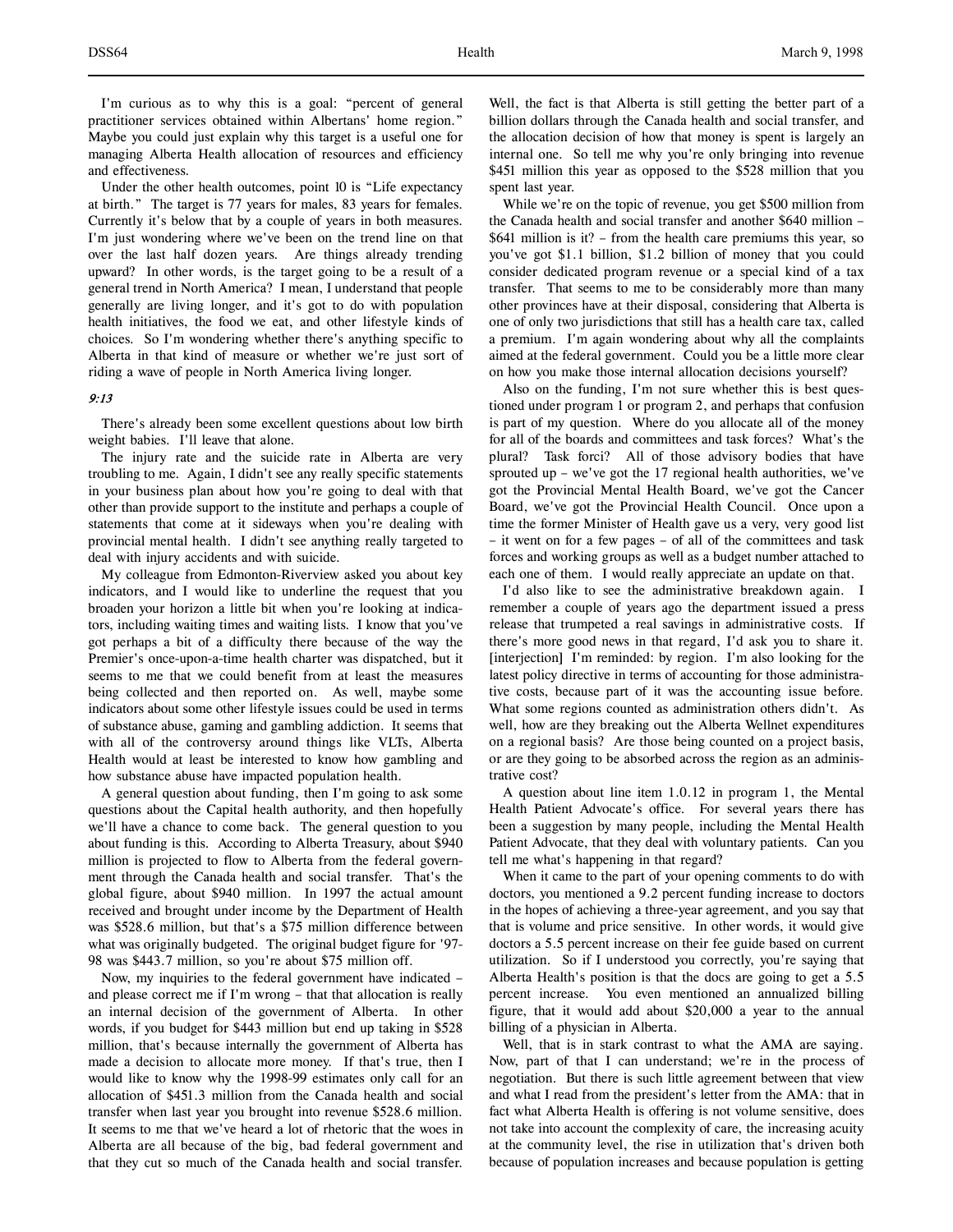I'm curious as to why this is a goal: "percent of general practitioner services obtained within Albertans' home region." Maybe you could just explain why this target is a useful one for managing Alberta Health allocation of resources and efficiency and effectiveness.

Under the other health outcomes, point 10 is "Life expectancy at birth." The target is 77 years for males, 83 years for females. Currently it's below that by a couple of years in both measures. I'm just wondering where we've been on the trend line on that over the last half dozen years. Are things already trending upward? In other words, is the target going to be a result of a general trend in North America? I mean, I understand that people generally are living longer, and it's got to do with population health initiatives, the food we eat, and other lifestyle kinds of choices. So I'm wondering whether there's anything specific to Alberta in that kind of measure or whether we're just sort of riding a wave of people in North America living longer.

*9:13*

There's already been some excellent questions about low birth weight babies. I'll leave that alone.

The injury rate and the suicide rate in Alberta are very troubling to me. Again, I didn't see any really specific statements in your business plan about how you're going to deal with that other than provide support to the institute and perhaps a couple of statements that come at it sideways when you're dealing with provincial mental health. I didn't see anything really targeted to deal with injury accidents and with suicide.

My colleague from Edmonton-Riverview asked you about key indicators, and I would like to underline the request that you broaden your horizon a little bit when you're looking at indicators, including waiting times and waiting lists. I know that you've got perhaps a bit of a difficulty there because of the way the Premier's once-upon-a-time health charter was dispatched, but it seems to me that we could benefit from at least the measures being collected and then reported on. As well, maybe some indicators about some other lifestyle issues could be used in terms of substance abuse, gaming and gambling addiction. It seems that with all of the controversy around things like VLTs, Alberta Health would at least be interested to know how gambling and how substance abuse have impacted population health.

A general question about funding, then I'm going to ask some questions about the Capital health authority, and then hopefully we'll have a chance to come back. The general question to you about funding is this. According to Alberta Treasury, about $940 million is projected to flow to Alberta from the federal government through the Canada health and social transfer. That's the global figure, about $940 million. In 1997 the actual amount received and brought under income by the Department of Health was $528.6 million, but that's a $75 million difference between what was originally budgeted. The original budget figure for '97-98 was $443.7 million, so you're about $75 million off.

Now, my inquiries to the federal government have indicated – and please correct me if I'm wrong – that that allocation is really an internal decision of the government of Alberta. In other words, if you budget for $443 million but end up taking in $528 million, that's because internally the government of Alberta has made a decision to allocate more money. If that's true, then I would like to know why the 1998-99 estimates only call for an allocation of $451.3 million from the Canada health and social transfer when last year you brought into revenue $528.6 million. It seems to me that we've heard a lot of rhetoric that the woes in Alberta are all because of the big, bad federal government and that they cut so much of the Canada health and social transfer. Well, the fact is that Alberta is still getting the better part of a billion dollars through the Canada health and social transfer, and the allocation decision of how that money is spent is largely an internal one. So tell me why you're only bringing into revenue $451 million this year as opposed to the $528 million that you spent last year.

While we're on the topic of revenue, you get $500 million from the Canada health and social transfer and another $640 million – $641 million is it? – from the health care premiums this year, so you've got $1.1 billion, $1.2 billion of money that you could consider dedicated program revenue or a special kind of a tax transfer. That seems to me to be considerably more than many other provinces have at their disposal, considering that Alberta is one of only two jurisdictions that still has a health care tax, called a premium. I'm again wondering about why all the complaints aimed at the federal government. Could you be a little more clear on how you make those internal allocation decisions yourself?

Also on the funding, I'm not sure whether this is best questioned under program 1 or program 2, and perhaps that confusion is part of my question. Where do you allocate all of the money for all of the boards and committees and task forces? What's the plural? Task forci? All of those advisory bodies that have sprouted up – we've got the 17 regional health authorities, we've got the Provincial Mental Health Board, we've got the Cancer Board, we've got the Provincial Health Council. Once upon a time the former Minister of Health gave us a very, very good list – it went on for a few pages – of all of the committees and task forces and working groups as well as a budget number attached to each one of them. I would really appreciate an update on that.

I'd also like to see the administrative breakdown again. I remember a couple of years ago the department issued a press release that trumpeted a real savings in administrative costs. If there's more good news in that regard, I'd ask you to share it. [interjection] I'm reminded: by region. I'm also looking for the latest policy directive in terms of accounting for those administrative costs, because part of it was the accounting issue before. What some regions counted as administration others didn't. As well, how are they breaking out the Alberta Wellnet expenditures on a regional basis? Are those being counted on a project basis, or are they going to be absorbed across the region as an administrative cost?

A question about line item 1.0.12 in program 1, the Mental Health Patient Advocate's office. For several years there has been a suggestion by many people, including the Mental Health Patient Advocate, that they deal with voluntary patients. Can you tell me what's happening in that regard?

When it came to the part of your opening comments to do with doctors, you mentioned a 9.2 percent funding increase to doctors in the hopes of achieving a three-year agreement, and you say that that is volume and price sensitive. In other words, it would give doctors a 5.5 percent increase on their fee guide based on current utilization. So if I understood you correctly, you're saying that Alberta Health's position is that the docs are going to get a 5.5 percent increase. You even mentioned an annualized billing figure, that it would add about $20,000 a year to the annual billing of a physician in Alberta.

Well, that is in stark contrast to what the AMA are saying. Now, part of that I can understand; we're in the process of negotiation. But there is such little agreement between that view and what I read from the president's letter from the AMA: that in fact what Alberta Health is offering is not volume sensitive, does not take into account the complexity of care, the increasing acuity at the community level, the rise in utilization that's driven both because of population increases and because population is getting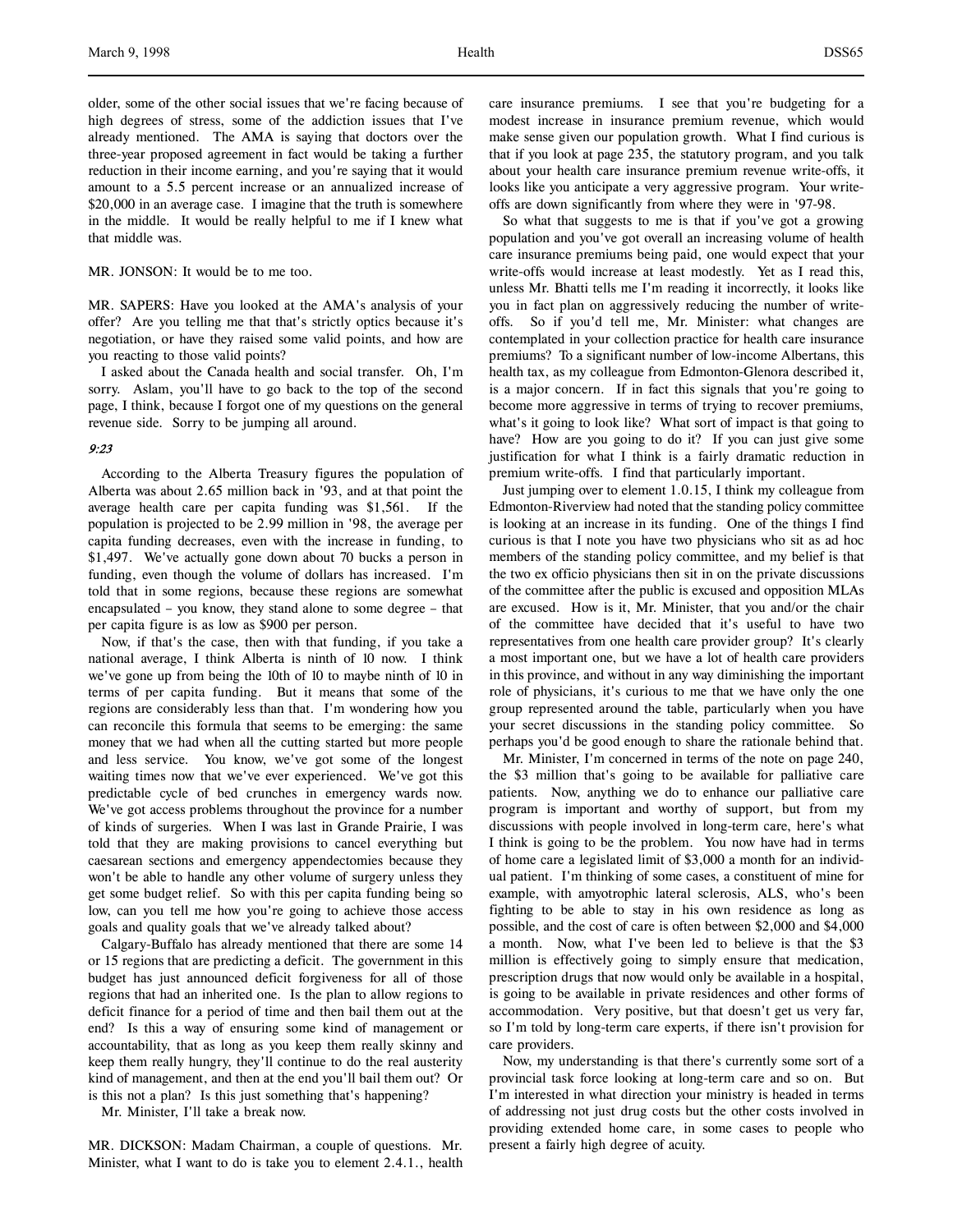older, some of the other social issues that we're facing because of high degrees of stress, some of the addiction issues that I've already mentioned. The AMA is saying that doctors over the three-year proposed agreement in fact would be taking a further reduction in their income earning, and you're saying that it would amount to a 5.5 percent increase or an annualized increase of $20,000 in an average case. I imagine that the truth is somewhere in the middle. It would be really helpful to me if I knew what that middle was.

MR. JONSON: It would be to me too.

MR. SAPERS: Have you looked at the AMA's analysis of your offer? Are you telling me that that's strictly optics because it's negotiation, or have they raised some valid points, and how are you reacting to those valid points?

I asked about the Canada health and social transfer. Oh, I'm sorry. Aslam, you'll have to go back to the top of the second page, I think, because I forgot one of my questions on the general revenue side. Sorry to be jumping all around.

*9:23*

According to the Alberta Treasury figures the population of Alberta was about 2.65 million back in '93, and at that point the average health care per capita funding was $1,561. If the population is projected to be 2.99 million in '98, the average per capita funding decreases, even with the increase in funding, to $1,497. We've actually gone down about 70 bucks a person in funding, even though the volume of dollars has increased. I'm told that in some regions, because these regions are somewhat encapsulated – you know, they stand alone to some degree – that per capita figure is as low as $900 per person.

Now, if that's the case, then with that funding, if you take a national average, I think Alberta is ninth of 10 now. I think we've gone up from being the 10th of 10 to maybe ninth of 10 in terms of per capita funding. But it means that some of the regions are considerably less than that. I'm wondering how you can reconcile this formula that seems to be emerging: the same money that we had when all the cutting started but more people and less service. You know, we've got some of the longest waiting times now that we've ever experienced. We've got this predictable cycle of bed crunches in emergency wards now. We've got access problems throughout the province for a number of kinds of surgeries. When I was last in Grande Prairie, I was told that they are making provisions to cancel everything but caesarean sections and emergency appendectomies because they won't be able to handle any other volume of surgery unless they get some budget relief. So with this per capita funding being so low, can you tell me how you're going to achieve those access goals and quality goals that we've already talked about?

Calgary-Buffalo has already mentioned that there are some 14 or 15 regions that are predicting a deficit. The government in this budget has just announced deficit forgiveness for all of those regions that had an inherited one. Is the plan to allow regions to deficit finance for a period of time and then bail them out at the end? Is this a way of ensuring some kind of management or accountability, that as long as you keep them really skinny and keep them really hungry, they'll continue to do the real austerity kind of management, and then at the end you'll bail them out? Or is this not a plan? Is this just something that's happening?

Mr. Minister, I'll take a break now.

MR. DICKSON: Madam Chairman, a couple of questions. Mr. Minister, what I want to do is take you to element 2.4.1., health care insurance premiums. I see that you're budgeting for a modest increase in insurance premium revenue, which would make sense given our population growth. What I find curious is that if you look at page 235, the statutory program, and you talk about your health care insurance premium revenue write-offs, it looks like you anticipate a very aggressive program. Your write-offs are down significantly from where they were in '97-98.

So what that suggests to me is that if you've got a growing population and you've got overall an increasing volume of health care insurance premiums being paid, one would expect that your write-offs would increase at least modestly. Yet as I read this, unless Mr. Bhatti tells me I'm reading it incorrectly, it looks like you in fact plan on aggressively reducing the number of write-offs. So if you'd tell me, Mr. Minister: what changes are contemplated in your collection practice for health care insurance premiums? To a significant number of low-income Albertans, this health tax, as my colleague from Edmonton-Glenora described it, is a major concern. If in fact this signals that you're going to become more aggressive in terms of trying to recover premiums, what's it going to look like? What sort of impact is that going to have? How are you going to do it? If you can just give some justification for what I think is a fairly dramatic reduction in premium write-offs. I find that particularly important.

Just jumping over to element 1.0.15, I think my colleague from Edmonton-Riverview had noted that the standing policy committee is looking at an increase in its funding. One of the things I find curious is that I note you have two physicians who sit as ad hoc members of the standing policy committee, and my belief is that the two ex officio physicians then sit in on the private discussions of the committee after the public is excused and opposition MLAs are excused. How is it, Mr. Minister, that you and/or the chair of the committee have decided that it's useful to have two representatives from one health care provider group? It's clearly a most important one, but we have a lot of health care providers in this province, and without in any way diminishing the important role of physicians, it's curious to me that we have only the one group represented around the table, particularly when you have your secret discussions in the standing policy committee. So perhaps you'd be good enough to share the rationale behind that.

Mr. Minister, I'm concerned in terms of the note on page 240, the $3 million that's going to be available for palliative care patients. Now, anything we do to enhance our palliative care program is important and worthy of support, but from my discussions with people involved in long-term care, here's what I think is going to be the problem. You now have had in terms of home care a legislated limit of $3,000 a month for an individual patient. I'm thinking of some cases, a constituent of mine for example, with amyotrophic lateral sclerosis, ALS, who's been fighting to be able to stay in his own residence as long as possible, and the cost of care is often between $2,000 and $4,000 a month. Now, what I've been led to believe is that the $3 million is effectively going to simply ensure that medication, prescription drugs that now would only be available in a hospital, is going to be available in private residences and other forms of accommodation. Very positive, but that doesn't get us very far, so I'm told by long-term care experts, if there isn't provision for care providers.

Now, my understanding is that there's currently some sort of a provincial task force looking at long-term care and so on. But I'm interested in what direction your ministry is headed in terms of addressing not just drug costs but the other costs involved in providing extended home care, in some cases to people who present a fairly high degree of acuity.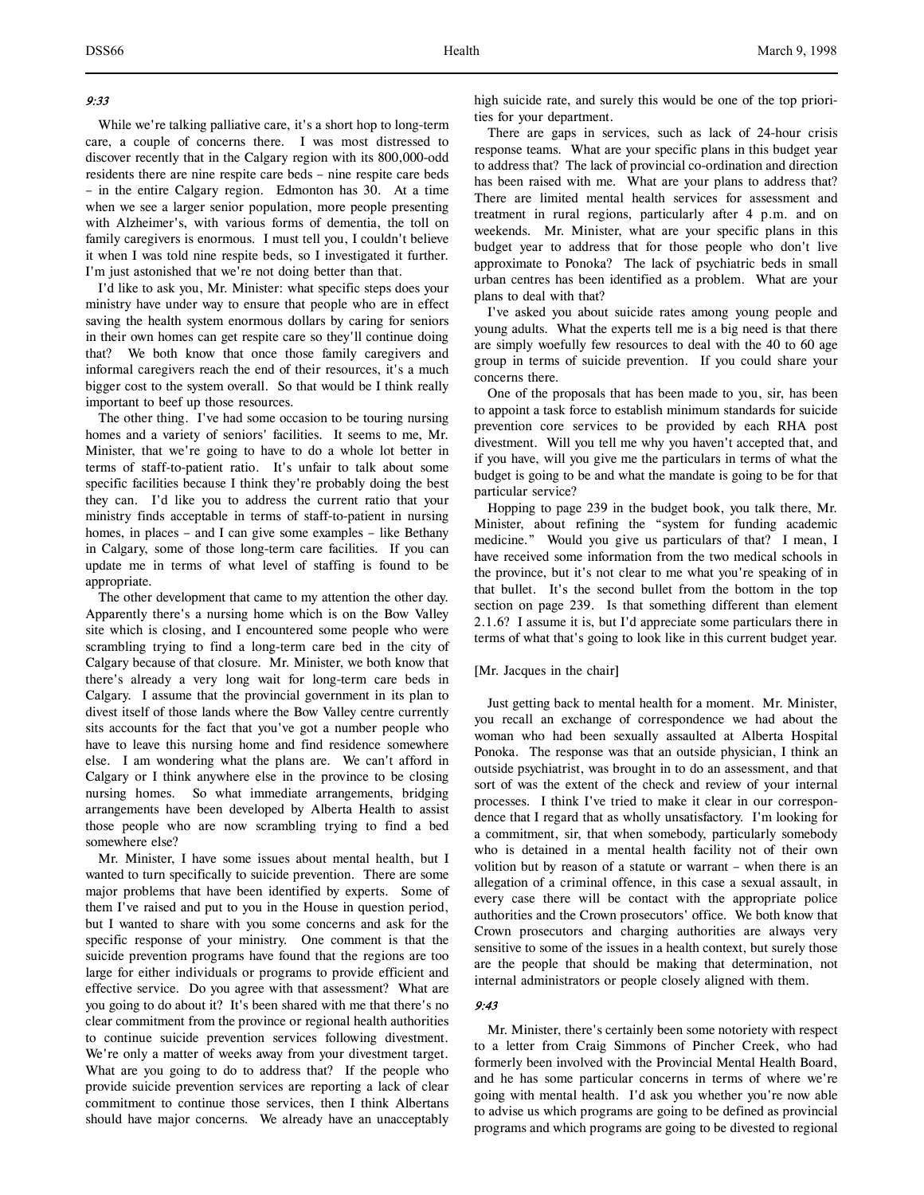*9:33*

While we're talking palliative care, it's a short hop to long-term care, a couple of concerns there. I was most distressed to discover recently that in the Calgary region with its 800,000-odd residents there are nine respite care beds – nine respite care beds – in the entire Calgary region. Edmonton has 30. At a time when we see a larger senior population, more people presenting with Alzheimer's, with various forms of dementia, the toll on family caregivers is enormous. I must tell you, I couldn't believe it when I was told nine respite beds, so I investigated it further. I'm just astonished that we're not doing better than that.

I'd like to ask you, Mr. Minister: what specific steps does your ministry have under way to ensure that people who are in effect saving the health system enormous dollars by caring for seniors in their own homes can get respite care so they'll continue doing that? We both know that once those family caregivers and informal caregivers reach the end of their resources, it's a much bigger cost to the system overall. So that would be I think really important to beef up those resources.

The other thing. I've had some occasion to be touring nursing homes and a variety of seniors' facilities. It seems to me, Mr. Minister, that we're going to have to do a whole lot better in terms of staff-to-patient ratio. It's unfair to talk about some specific facilities because I think they're probably doing the best they can. I'd like you to address the current ratio that your ministry finds acceptable in terms of staff-to-patient in nursing homes, in places – and I can give some examples – like Bethany in Calgary, some of those long-term care facilities. If you can update me in terms of what level of staffing is found to be appropriate.

The other development that came to my attention the other day. Apparently there's a nursing home which is on the Bow Valley site which is closing, and I encountered some people who were scrambling trying to find a long-term care bed in the city of Calgary because of that closure. Mr. Minister, we both know that there's already a very long wait for long-term care beds in Calgary. I assume that the provincial government in its plan to divest itself of those lands where the Bow Valley centre currently sits accounts for the fact that you've got a number people who have to leave this nursing home and find residence somewhere else. I am wondering what the plans are. We can't afford in Calgary or I think anywhere else in the province to be closing nursing homes. So what immediate arrangements, bridging arrangements have been developed by Alberta Health to assist those people who are now scrambling trying to find a bed somewhere else?

Mr. Minister, I have some issues about mental health, but I wanted to turn specifically to suicide prevention. There are some major problems that have been identified by experts. Some of them I've raised and put to you in the House in question period, but I wanted to share with you some concerns and ask for the specific response of your ministry. One comment is that the suicide prevention programs have found that the regions are too large for either individuals or programs to provide efficient and effective service. Do you agree with that assessment? What are you going to do about it? It's been shared with me that there's no clear commitment from the province or regional health authorities to continue suicide prevention services following divestment. We're only a matter of weeks away from your divestment target. What are you going to do to address that? If the people who provide suicide prevention services are reporting a lack of clear commitment to continue those services, then I think Albertans should have major concerns. We already have an unacceptably high suicide rate, and surely this would be one of the top priorities for your department.

There are gaps in services, such as lack of 24-hour crisis response teams. What are your specific plans in this budget year to address that? The lack of provincial co-ordination and direction has been raised with me. What are your plans to address that? There are limited mental health services for assessment and treatment in rural regions, particularly after 4 p.m. and on weekends. Mr. Minister, what are your specific plans in this budget year to address that for those people who don't live approximate to Ponoka? The lack of psychiatric beds in small urban centres has been identified as a problem. What are your plans to deal with that?

I've asked you about suicide rates among young people and young adults. What the experts tell me is a big need is that there are simply woefully few resources to deal with the 40 to 60 age group in terms of suicide prevention. If you could share your concerns there.

One of the proposals that has been made to you, sir, has been to appoint a task force to establish minimum standards for suicide prevention core services to be provided by each RHA post divestment. Will you tell me why you haven't accepted that, and if you have, will you give me the particulars in terms of what the budget is going to be and what the mandate is going to be for that particular service?

Hopping to page 239 in the budget book, you talk there, Mr. Minister, about refining the "system for funding academic medicine." Would you give us particulars of that? I mean, I have received some information from the two medical schools in the province, but it's not clear to me what you're speaking of in that bullet. It's the second bullet from the bottom in the top section on page 239. Is that something different than element 2.1.6? I assume it is, but I'd appreciate some particulars there in terms of what that's going to look like in this current budget year.

[Mr. Jacques in the chair]

Just getting back to mental health for a moment. Mr. Minister, you recall an exchange of correspondence we had about the woman who had been sexually assaulted at Alberta Hospital Ponoka. The response was that an outside physician, I think an outside psychiatrist, was brought in to do an assessment, and that sort of was the extent of the check and review of your internal processes. I think I've tried to make it clear in our correspondence that I regard that as wholly unsatisfactory. I'm looking for a commitment, sir, that when somebody, particularly somebody who is detained in a mental health facility not of their own volition but by reason of a statute or warrant – when there is an allegation of a criminal offence, in this case a sexual assault, in every case there will be contact with the appropriate police authorities and the Crown prosecutors' office. We both know that Crown prosecutors and charging authorities are always very sensitive to some of the issues in a health context, but surely those are the people that should be making that determination, not internal administrators or people closely aligned with them.

*9:43*

Mr. Minister, there's certainly been some notoriety with respect to a letter from Craig Simmons of Pincher Creek, who had formerly been involved with the Provincial Mental Health Board, and he has some particular concerns in terms of where we're going with mental health. I'd ask you whether you're now able to advise us which programs are going to be defined as provincial programs and which programs are going to be divested to regional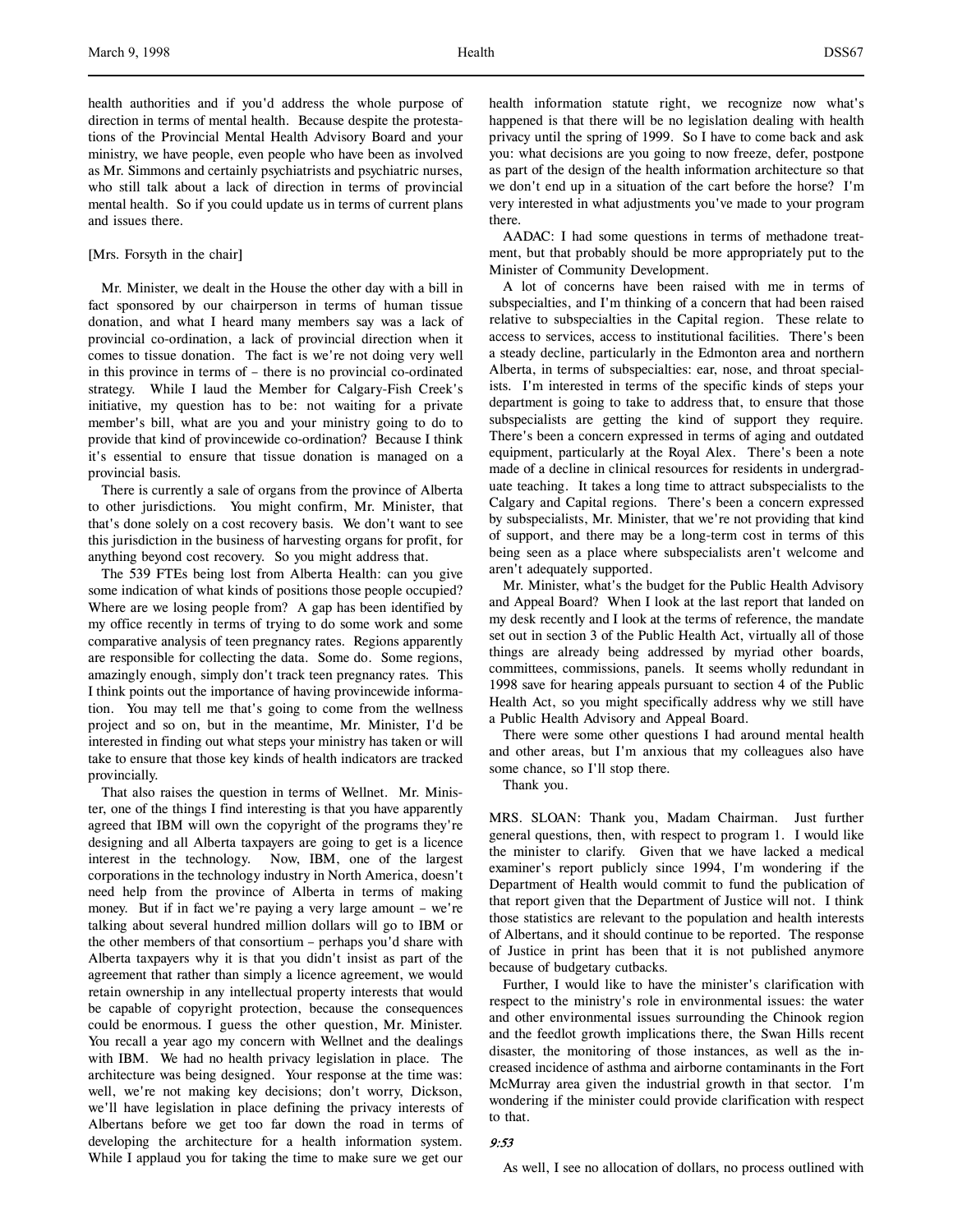health authorities and if you'd address the whole purpose of direction in terms of mental health. Because despite the protestations of the Provincial Mental Health Advisory Board and your ministry, we have people, even people who have been as involved as Mr. Simmons and certainly psychiatrists and psychiatric nurses, who still talk about a lack of direction in terms of provincial mental health. So if you could update us in terms of current plans and issues there.

[Mrs. Forsyth in the chair]

Mr. Minister, we dealt in the House the other day with a bill in fact sponsored by our chairperson in terms of human tissue donation, and what I heard many members say was a lack of provincial co-ordination, a lack of provincial direction when it comes to tissue donation. The fact is we're not doing very well in this province in terms of – there is no provincial co-ordinated strategy. While I laud the Member for Calgary-Fish Creek's initiative, my question has to be: not waiting for a private member's bill, what are you and your ministry going to do to provide that kind of provincewide co-ordination? Because I think it's essential to ensure that tissue donation is managed on a provincial basis.

There is currently a sale of organs from the province of Alberta to other jurisdictions. You might confirm, Mr. Minister, that that's done solely on a cost recovery basis. We don't want to see this jurisdiction in the business of harvesting organs for profit, for anything beyond cost recovery. So you might address that.

The 539 FTEs being lost from Alberta Health: can you give some indication of what kinds of positions those people occupied? Where are we losing people from? A gap has been identified by my office recently in terms of trying to do some work and some comparative analysis of teen pregnancy rates. Regions apparently are responsible for collecting the data. Some do. Some regions, amazingly enough, simply don't track teen pregnancy rates. This I think points out the importance of having provincewide information. You may tell me that's going to come from the wellness project and so on, but in the meantime, Mr. Minister, I'd be interested in finding out what steps your ministry has taken or will take to ensure that those key kinds of health indicators are tracked provincially.

That also raises the question in terms of Wellnet. Mr. Minister, one of the things I find interesting is that you have apparently agreed that IBM will own the copyright of the programs they're designing and all Alberta taxpayers are going to get is a licence interest in the technology. Now, IBM, one of the largest corporations in the technology industry in North America, doesn't need help from the province of Alberta in terms of making money. But if in fact we're paying a very large amount – we're talking about several hundred million dollars will go to IBM or the other members of that consortium – perhaps you'd share with Alberta taxpayers why it is that you didn't insist as part of the agreement that rather than simply a licence agreement, we would retain ownership in any intellectual property interests that would be capable of copyright protection, because the consequences could be enormous. I guess the other question, Mr. Minister. You recall a year ago my concern with Wellnet and the dealings with IBM. We had no health privacy legislation in place. The architecture was being designed. Your response at the time was: well, we're not making key decisions; don't worry, Dickson, we'll have legislation in place defining the privacy interests of Albertans before we get too far down the road in terms of developing the architecture for a health information system. While I applaud you for taking the time to make sure we get our health information statute right, we recognize now what's happened is that there will be no legislation dealing with health privacy until the spring of 1999. So I have to come back and ask you: what decisions are you going to now freeze, defer, postpone as part of the design of the health information architecture so that we don't end up in a situation of the cart before the horse? I'm very interested in what adjustments you've made to your program there.

AADAC: I had some questions in terms of methadone treatment, but that probably should be more appropriately put to the Minister of Community Development.

A lot of concerns have been raised with me in terms of subspecialties, and I'm thinking of a concern that had been raised relative to subspecialties in the Capital region. These relate to access to services, access to institutional facilities. There's been a steady decline, particularly in the Edmonton area and northern Alberta, in terms of subspecialties: ear, nose, and throat specialists. I'm interested in terms of the specific kinds of steps your department is going to take to address that, to ensure that those subspecialists are getting the kind of support they require. There's been a concern expressed in terms of aging and outdated equipment, particularly at the Royal Alex. There's been a note made of a decline in clinical resources for residents in undergraduate teaching. It takes a long time to attract subspecialists to the Calgary and Capital regions. There's been a concern expressed by subspecialists, Mr. Minister, that we're not providing that kind of support, and there may be a long-term cost in terms of this being seen as a place where subspecialists aren't welcome and aren't adequately supported.

Mr. Minister, what's the budget for the Public Health Advisory and Appeal Board? When I look at the last report that landed on my desk recently and I look at the terms of reference, the mandate set out in section 3 of the Public Health Act, virtually all of those things are already being addressed by myriad other boards, committees, commissions, panels. It seems wholly redundant in 1998 save for hearing appeals pursuant to section 4 of the Public Health Act, so you might specifically address why we still have a Public Health Advisory and Appeal Board.

There were some other questions I had around mental health and other areas, but I'm anxious that my colleagues also have some chance, so I'll stop there.

Thank you.

MRS. SLOAN: Thank you, Madam Chairman. Just further general questions, then, with respect to program 1. I would like the minister to clarify. Given that we have lacked a medical examiner's report publicly since 1994, I'm wondering if the Department of Health would commit to fund the publication of that report given that the Department of Justice will not. I think those statistics are relevant to the population and health interests of Albertans, and it should continue to be reported. The response of Justice in print has been that it is not published anymore because of budgetary cutbacks.

Further, I would like to have the minister's clarification with respect to the ministry's role in environmental issues: the water and other environmental issues surrounding the Chinook region and the feedlot growth implications there, the Swan Hills recent disaster, the monitoring of those instances, as well as the increased incidence of asthma and airborne contaminants in the Fort McMurray area given the industrial growth in that sector. I'm wondering if the minister could provide clarification with respect to that.

*9:53*

As well, I see no allocation of dollars, no process outlined with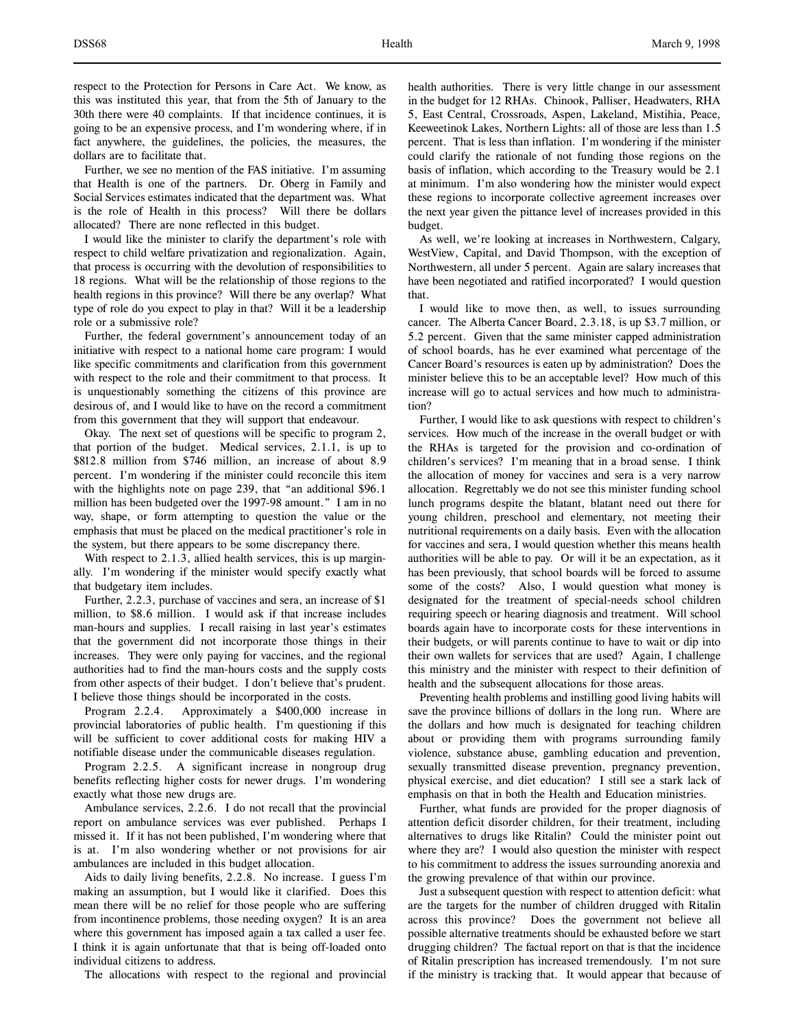respect to the Protection for Persons in Care Act. We know, as this was instituted this year, that from the 5th of January to the 30th there were 40 complaints. If that incidence continues, it is going to be an expensive process, and I'm wondering where, if in fact anywhere, the guidelines, the policies, the measures, the dollars are to facilitate that.

Further, we see no mention of the FAS initiative. I'm assuming that Health is one of the partners. Dr. Oberg in Family and Social Services estimates indicated that the department was. What is the role of Health in this process? Will there be dollars allocated? There are none reflected in this budget.

I would like the minister to clarify the department's role with respect to child welfare privatization and regionalization. Again, that process is occurring with the devolution of responsibilities to 18 regions. What will be the relationship of those regions to the health regions in this province? Will there be any overlap? What type of role do you expect to play in that? Will it be a leadership role or a submissive role?

Further, the federal government's announcement today of an initiative with respect to a national home care program: I would like specific commitments and clarification from this government with respect to the role and their commitment to that process. It is unquestionably something the citizens of this province are desirous of, and I would like to have on the record a commitment from this government that they will support that endeavour.

Okay. The next set of questions will be specific to program 2, that portion of the budget. Medical services, 2.1.1, is up to $812.8 million from $746 million, an increase of about 8.9 percent. I'm wondering if the minister could reconcile this item with the highlights note on page 239, that "an additional $96.1 million has been budgeted over the 1997-98 amount." I am in no way, shape, or form attempting to question the value or the emphasis that must be placed on the medical practitioner's role in the system, but there appears to be some discrepancy there.

With respect to 2.1.3, allied health services, this is up marginally. I'm wondering if the minister would specify exactly what that budgetary item includes.

Further, 2.2.3, purchase of vaccines and sera, an increase of $1 million, to $8.6 million. I would ask if that increase includes man-hours and supplies. I recall raising in last year's estimates that the government did not incorporate those things in their increases. They were only paying for vaccines, and the regional authorities had to find the man-hours costs and the supply costs from other aspects of their budget. I don't believe that's prudent. I believe those things should be incorporated in the costs.

Program 2.2.4. Approximately a $400,000 increase in provincial laboratories of public health. I'm questioning if this will be sufficient to cover additional costs for making HIV a notifiable disease under the communicable diseases regulation.

Program 2.2.5. A significant increase in nongroup drug benefits reflecting higher costs for newer drugs. I'm wondering exactly what those new drugs are.

Ambulance services, 2.2.6. I do not recall that the provincial report on ambulance services was ever published. Perhaps I missed it. If it has not been published, I'm wondering where that is at. I'm also wondering whether or not provisions for air ambulances are included in this budget allocation.

Aids to daily living benefits, 2.2.8. No increase. I guess I'm making an assumption, but I would like it clarified. Does this mean there will be no relief for those people who are suffering from incontinence problems, those needing oxygen? It is an area where this government has imposed again a tax called a user fee. I think it is again unfortunate that that is being off-loaded onto individual citizens to address.

The allocations with respect to the regional and provincial health authorities. There is very little change in our assessment in the budget for 12 RHAs. Chinook, Palliser, Headwaters, RHA 5, East Central, Crossroads, Aspen, Lakeland, Mistihia, Peace, Keeweetinok Lakes, Northern Lights: all of those are less than 1.5 percent. That is less than inflation. I'm wondering if the minister could clarify the rationale of not funding those regions on the basis of inflation, which according to the Treasury would be 2.1 at minimum. I'm also wondering how the minister would expect these regions to incorporate collective agreement increases over the next year given the pittance level of increases provided in this budget.

As well, we're looking at increases in Northwestern, Calgary, WestView, Capital, and David Thompson, with the exception of Northwestern, all under 5 percent. Again are salary increases that have been negotiated and ratified incorporated? I would question that.

I would like to move then, as well, to issues surrounding cancer. The Alberta Cancer Board, 2.3.18, is up $3.7 million, or 5.2 percent. Given that the same minister capped administration of school boards, has he ever examined what percentage of the Cancer Board's resources is eaten up by administration? Does the minister believe this to be an acceptable level? How much of this increase will go to actual services and how much to administration?

Further, I would like to ask questions with respect to children's services. How much of the increase in the overall budget or with the RHAs is targeted for the provision and co-ordination of children's services? I'm meaning that in a broad sense. I think the allocation of money for vaccines and sera is a very narrow allocation. Regrettably we do not see this minister funding school lunch programs despite the blatant, blatant need out there for young children, preschool and elementary, not meeting their nutritional requirements on a daily basis. Even with the allocation for vaccines and sera, I would question whether this means health authorities will be able to pay. Or will it be an expectation, as it has been previously, that school boards will be forced to assume some of the costs? Also, I would question what money is designated for the treatment of special-needs school children requiring speech or hearing diagnosis and treatment. Will school boards again have to incorporate costs for these interventions in their budgets, or will parents continue to have to wait or dip into their own wallets for services that are used? Again, I challenge this ministry and the minister with respect to their definition of health and the subsequent allocations for those areas.

Preventing health problems and instilling good living habits will save the province billions of dollars in the long run. Where are the dollars and how much is designated for teaching children about or providing them with programs surrounding family violence, substance abuse, gambling education and prevention, sexually transmitted disease prevention, pregnancy prevention, physical exercise, and diet education? I still see a stark lack of emphasis on that in both the Health and Education ministries.

Further, what funds are provided for the proper diagnosis of attention deficit disorder children, for their treatment, including alternatives to drugs like Ritalin? Could the minister point out where they are? I would also question the minister with respect to his commitment to address the issues surrounding anorexia and the growing prevalence of that within our province.

Just a subsequent question with respect to attention deficit: what are the targets for the number of children drugged with Ritalin across this province? Does the government not believe all possible alternative treatments should be exhausted before we start drugging children? The factual report on that is that the incidence of Ritalin prescription has increased tremendously. I'm not sure if the ministry is tracking that. It would appear that because of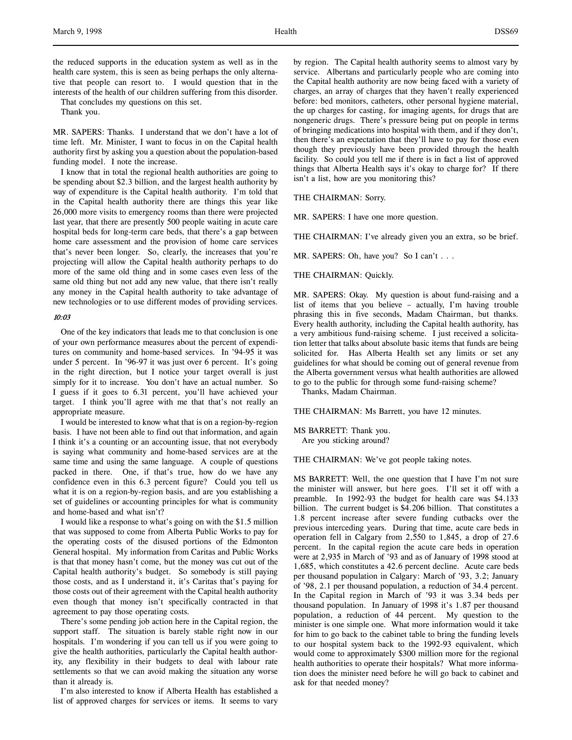the reduced supports in the education system as well as in the health care system, this is seen as being perhaps the only alternative that people can resort to. I would question that in the interests of the health of our children suffering from this disorder.

That concludes my questions on this set.

Thank you.

MR. SAPERS: Thanks. I understand that we don't have a lot of time left. Mr. Minister, I want to focus in on the Capital health authority first by asking you a question about the population-based funding model. I note the increase.

I know that in total the regional health authorities are going to be spending about $2.3 billion, and the largest health authority by way of expenditure is the Capital health authority. I'm told that in the Capital health authority there are things this year like 26,000 more visits to emergency rooms than there were projected last year, that there are presently 500 people waiting in acute care hospital beds for long-term care beds, that there's a gap between home care assessment and the provision of home care services that's never been longer. So, clearly, the increases that you're projecting will allow the Capital health authority perhaps to do more of the same old thing and in some cases even less of the same old thing but not add any new value, that there isn't really any money in the Capital health authority to take advantage of new technologies or to use different modes of providing services.

*10:03*

One of the key indicators that leads me to that conclusion is one of your own performance measures about the percent of expenditures on community and home-based services. In '94-95 it was under 5 percent. In '96-97 it was just over 6 percent. It's going in the right direction, but I notice your target overall is just simply for it to increase. You don't have an actual number. So I guess if it goes to 6.31 percent, you'll have achieved your target. I think you'll agree with me that that's not really an appropriate measure.

I would be interested to know what that is on a region-by-region basis. I have not been able to find out that information, and again I think it's a counting or an accounting issue, that not everybody is saying what community and home-based services are at the same time and using the same language. A couple of questions packed in there. One, if that's true, how do we have any confidence even in this 6.3 percent figure? Could you tell us what it is on a region-by-region basis, and are you establishing a set of guidelines or accounting principles for what is community and home-based and what isn't?

I would like a response to what's going on with the $1.5 million that was supposed to come from Alberta Public Works to pay for the operating costs of the disused portions of the Edmonton General hospital. My information from Caritas and Public Works is that that money hasn't come, but the money was cut out of the Capital health authority's budget. So somebody is still paying those costs, and as I understand it, it's Caritas that's paying for those costs out of their agreement with the Capital health authority even though that money isn't specifically contracted in that agreement to pay those operating costs.

There's some pending job action here in the Capital region, the support staff. The situation is barely stable right now in our hospitals. I'm wondering if you can tell us if you were going to give the health authorities, particularly the Capital health authority, any flexibility in their budgets to deal with labour rate settlements so that we can avoid making the situation any worse than it already is.

I'm also interested to know if Alberta Health has established a list of approved charges for services or items. It seems to vary by region. The Capital health authority seems to almost vary by service. Albertans and particularly people who are coming into the Capital health authority are now being faced with a variety of charges, an array of charges that they haven't really experienced before: bed monitors, catheters, other personal hygiene material, the up charges for casting, for imaging agents, for drugs that are nongeneric drugs. There's pressure being put on people in terms of bringing medications into hospital with them, and if they don't, then there's an expectation that they'll have to pay for those even though they previously have been provided through the health facility. So could you tell me if there is in fact a list of approved things that Alberta Health says it's okay to charge for? If there isn't a list, how are you monitoring this?

THE CHAIRMAN: Sorry.

MR. SAPERS: I have one more question.

THE CHAIRMAN: I've already given you an extra, so be brief.

MR. SAPERS: Oh, have you? So I can't . . .

THE CHAIRMAN: Quickly.

MR. SAPERS: Okay. My question is about fund-raising and a list of items that you believe – actually, I'm having trouble phrasing this in five seconds, Madam Chairman, but thanks. Every health authority, including the Capital health authority, has a very ambitious fund-raising scheme. I just received a solicitation letter that talks about absolute basic items that funds are being solicited for. Has Alberta Health set any limits or set any guidelines for what should be coming out of general revenue from the Alberta government versus what health authorities are allowed to go to the public for through some fund-raising scheme?

Thanks, Madam Chairman.

THE CHAIRMAN: Ms Barrett, you have 12 minutes.

MS BARRETT: Thank you.

Are you sticking around?

THE CHAIRMAN: We've got people taking notes.

MS BARRETT: Well, the one question that I have I'm not sure the minister will answer, but here goes. I'll set it off with a preamble. In 1992-93 the budget for health care was $4.133 billion. The current budget is $4.206 billion. That constitutes a 1.8 percent increase after severe funding cutbacks over the previous interceding years. During that time, acute care beds in operation fell in Calgary from 2,550 to 1,845, a drop of 27.6 percent. In the capital region the acute care beds in operation were at 2,935 in March of '93 and as of January of 1998 stood at 1,685, which constitutes a 42.6 percent decline. Acute care beds per thousand population in Calgary: March of '93, 3.2; January of '98, 2.1 per thousand population, a reduction of 34.4 percent. In the Capital region in March of '93 it was 3.34 beds per thousand population. In January of 1998 it's 1.87 per thousand population, a reduction of 44 percent. My question to the minister is one simple one. What more information would it take for him to go back to the cabinet table to bring the funding levels to our hospital system back to the 1992-93 equivalent, which would come to approximately $300 million more for the regional health authorities to operate their hospitals? What more information does the minister need before he will go back to cabinet and ask for that needed money?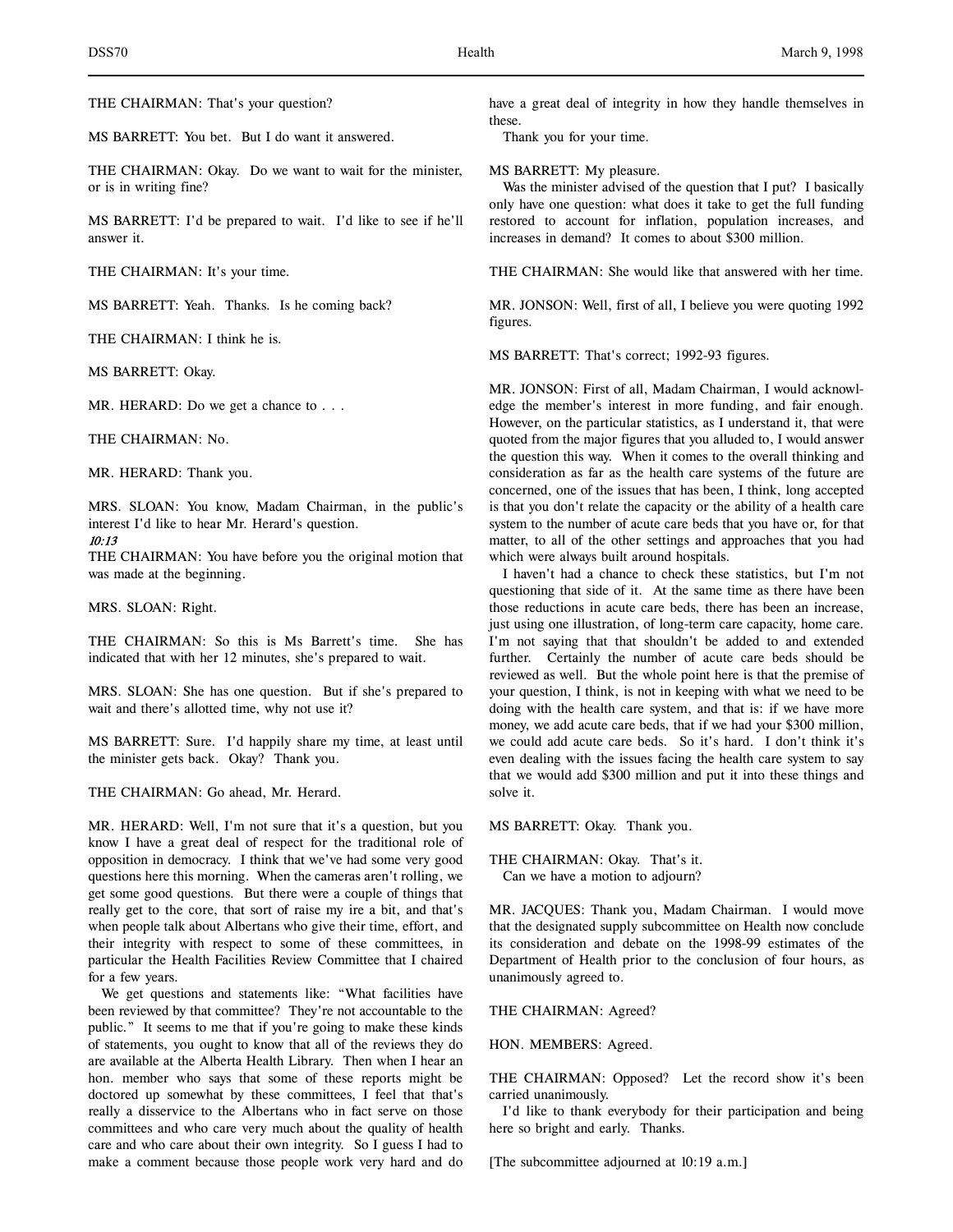THE CHAIRMAN: That's your question?

MS BARRETT: You bet. But I do want it answered.

THE CHAIRMAN: Okay. Do we want to wait for the minister, or is in writing fine?

MS BARRETT: I'd be prepared to wait. I'd like to see if he'll answer it.

THE CHAIRMAN: It's your time.

MS BARRETT: Yeah. Thanks. Is he coming back?

THE CHAIRMAN: I think he is.

MS BARRETT: Okay.

MR. HERARD: Do we get a chance to . . .

THE CHAIRMAN: No.

MR. HERARD: Thank you.

MRS. SLOAN: You know, Madam Chairman, in the public's interest I'd like to hear Mr. Herard's question.

*10:13*

THE CHAIRMAN: You have before you the original motion that was made at the beginning.

MRS. SLOAN: Right.

THE CHAIRMAN: So this is Ms Barrett's time. She has indicated that with her 12 minutes, she's prepared to wait.

MRS. SLOAN: She has one question. But if she's prepared to wait and there's allotted time, why not use it?

MS BARRETT: Sure. I'd happily share my time, at least until the minister gets back. Okay? Thank you.

THE CHAIRMAN: Go ahead, Mr. Herard.

MR. HERARD: Well, I'm not sure that it's a question, but you know I have a great deal of respect for the traditional role of opposition in democracy. I think that we've had some very good questions here this morning. When the cameras aren't rolling, we get some good questions. But there were a couple of things that really get to the core, that sort of raise my ire a bit, and that's when people talk about Albertans who give their time, effort, and their integrity with respect to some of these committees, in particular the Health Facilities Review Committee that I chaired for a few years.

We get questions and statements like: "What facilities have been reviewed by that committee? They're not accountable to the public." It seems to me that if you're going to make these kinds of statements, you ought to know that all of the reviews they do are available at the Alberta Health Library. Then when I hear an hon. member who says that some of these reports might be doctored up somewhat by these committees, I feel that that's really a disservice to the Albertans who in fact serve on those committees and who care very much about the quality of health care and who care about their own integrity. So I guess I had to make a comment because those people work very hard and do have a great deal of integrity in how they handle themselves in these.

Thank you for your time.

MS BARRETT: My pleasure.

Was the minister advised of the question that I put? I basically only have one question: what does it take to get the full funding restored to account for inflation, population increases, and increases in demand? It comes to about $300 million.

THE CHAIRMAN: She would like that answered with her time.

MR. JONSON: Well, first of all, I believe you were quoting 1992 figures.

MS BARRETT: That's correct; 1992-93 figures.

MR. JONSON: First of all, Madam Chairman, I would acknowledge the member's interest in more funding, and fair enough. However, on the particular statistics, as I understand it, that were quoted from the major figures that you alluded to, I would answer the question this way. When it comes to the overall thinking and consideration as far as the health care systems of the future are concerned, one of the issues that has been, I think, long accepted is that you don't relate the capacity or the ability of a health care system to the number of acute care beds that you have or, for that matter, to all of the other settings and approaches that you had which were always built around hospitals.

I haven't had a chance to check these statistics, but I'm not questioning that side of it. At the same time as there have been those reductions in acute care beds, there has been an increase, just using one illustration, of long-term care capacity, home care. I'm not saying that that shouldn't be added to and extended further. Certainly the number of acute care beds should be reviewed as well. But the whole point here is that the premise of your question, I think, is not in keeping with what we need to be doing with the health care system, and that is: if we have more money, we add acute care beds, that if we had your $300 million, we could add acute care beds. So it's hard. I don't think it's even dealing with the issues facing the health care system to say that we would add $300 million and put it into these things and solve it.

MS BARRETT: Okay. Thank you.

THE CHAIRMAN: Okay. That's it.

Can we have a motion to adjourn?

MR. JACQUES: Thank you, Madam Chairman. I would move that the designated supply subcommittee on Health now conclude its consideration and debate on the 1998-99 estimates of the Department of Health prior to the conclusion of four hours, as unanimously agreed to.

THE CHAIRMAN: Agreed?

HON. MEMBERS: Agreed.

THE CHAIRMAN: Opposed? Let the record show it's been carried unanimously.

I'd like to thank everybody for their participation and being here so bright and early. Thanks.

[The subcommittee adjourned at 10:19 a.m.]